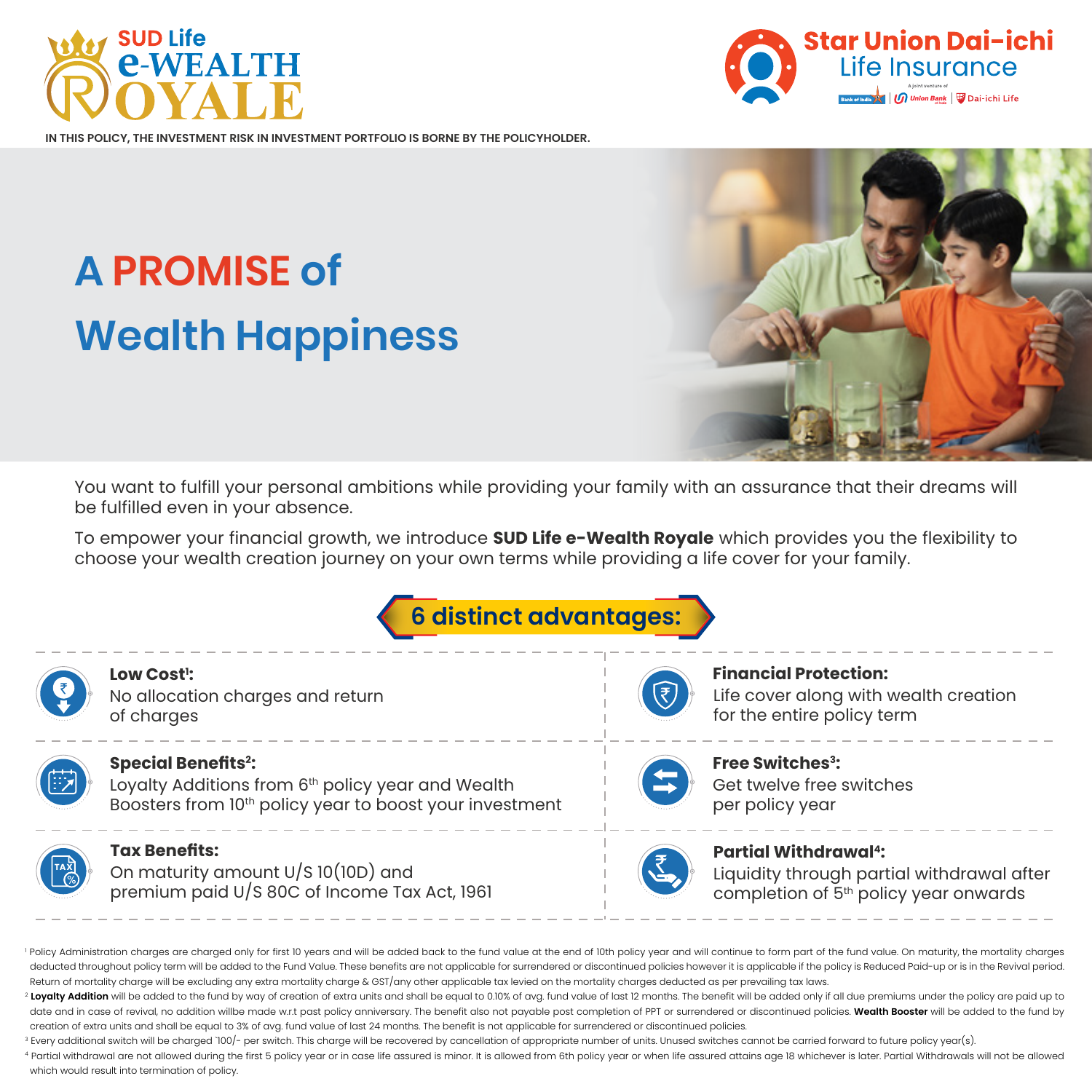# SUD Life e-WEALTH ROYALE

Star Union Dai-ichi Life Insurance

A joint venture of Bank of India | Union Bank of India | Dai-ichi Life

IN THIS POLICY, THE INVESTMENT RISK IN INVESTMENT PORTFOLIO IS BORNE BY THE POLICYHOLDER.

## A PROMISE of Wealth Happiness

You want to fulfill your personal ambitions while providing your family with an assurance that their dreams will be fulfilled even in your absence.

To empower your financial growth, we introduce **SUD Life e-Wealth Royale** which provides you the flexibility to choose your wealth creation journey on your own terms while providing a life cover for your family.

### 6 distinct advantages:

**Low Cost[1]:** No allocation charges and return of charges

**Financial Protection:** Life cover along with wealth creation for the entire policy term

**Special Benefits[2]:** Loyalty Additions from 6th policy year and Wealth Boosters from 10th policy year to boost your investment

**Free Switches[3]:** Get twelve free switches per policy year

**Tax Benefits:** On maturity amount U/S 10(10D) and premium paid U/S 80C of Income Tax Act, 1961

**Partial Withdrawal[4]:** Liquidity through partial withdrawal after completion of 5th policy year onwards

[1] Policy Administration charges are charged only for first 10 years and will be added back to the fund value at the end of 10th policy year and will continue to form part of the fund value. On maturity, the mortality charges deducted throughout policy term will be added to the Fund Value. These benefits are not applicable for surrendered or discontinued policies however it is applicable if the policy is Reduced Paid-up or is in the Revival period. Return of mortality charge will be excluding any extra mortality charge & GST/any other applicable tax levied on the mortality charges deducted as per prevailing tax laws.

[2] **Loyalty Addition** will be added to the fund by way of creation of extra units and shall be equal to 0.10% of avg. fund value of last 12 months. The benefit will be added only if all due premiums under the policy are paid up to date and in case of revival, no addition willbe made w.r.t past policy anniversary. The benefit also not payable post completion of PPT or surrendered or discontinued policies. **Wealth Booster** will be added to the fund by creation of extra units and shall be equal to 3% of avg. fund value of last 24 months. The benefit is not applicable for surrendered or discontinued policies.

[3] Every additional switch will be charged `100/- per switch. This charge will be recovered by cancellation of appropriate number of units. Unused switches cannot be carried forward to future policy year(s).

[4] Partial withdrawal are not allowed during the first 5 policy year or in case life assured is minor. It is allowed from 6th policy year or when life assured attains age 18 whichever is later. Partial Withdrawals will not be allowed which would result into termination of policy.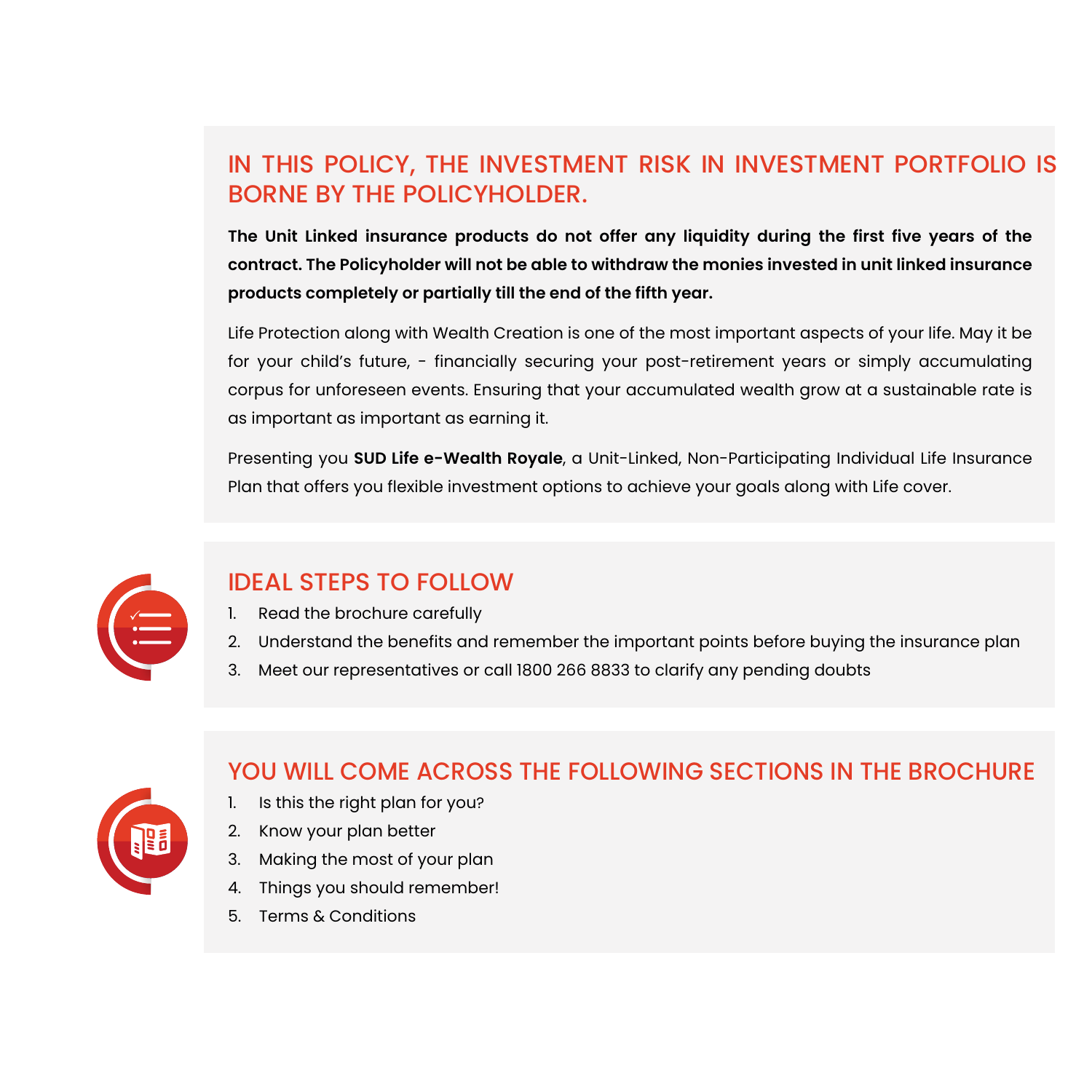## IN THIS POLICY, THE INVESTMENT RISK IN INVESTMENT PORTFOLIO IS BORNE BY THE POLICYHOLDER.

**The Unit Linked insurance products do not offer any liquidity during the first five years of the contract. The Policyholder will not be able to withdraw the monies invested in unit linked insurance products completely or partially till the end of the fifth year.**

Life Protection along with Wealth Creation is one of the most important aspects of your life. May it be for your child's future, - financially securing your post-retirement years or simply accumulating corpus for unforeseen events. Ensuring that your accumulated wealth grow at a sustainable rate is as important as important as earning it.

Presenting you **SUD Life e-Wealth Royale**, a Unit-Linked, Non-Participating Individual Life Insurance Plan that offers you flexible investment options to achieve your goals along with Life cover.

## IDEAL STEPS TO FOLLOW

1. Read the brochure carefully
2. Understand the benefits and remember the important points before buying the insurance plan
3. Meet our representatives or call 1800 266 8833 to clarify any pending doubts

## YOU WILL COME ACROSS THE FOLLOWING SECTIONS IN THE BROCHURE

1. Is this the right plan for you?
2. Know your plan better
3. Making the most of your plan
4. Things you should remember!
5. Terms & Conditions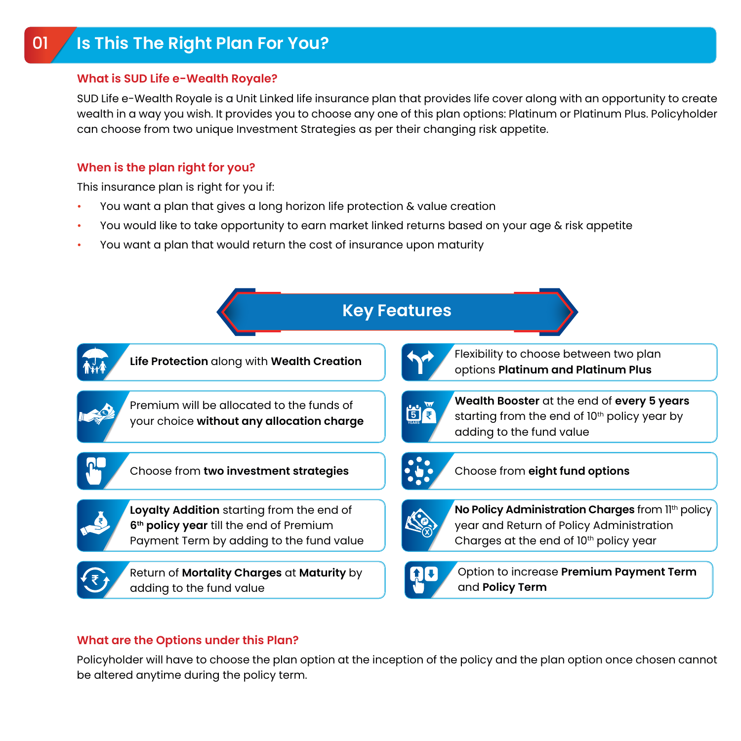# 01 Is This The Right Plan For You?

### What is SUD Life e-Wealth Royale?

SUD Life e-Wealth Royale is a Unit Linked life insurance plan that provides life cover along with an opportunity to create wealth in a way you wish. It provides you to choose any one of this plan options: Platinum or Platinum Plus. Policyholder can choose from two unique Investment Strategies as per their changing risk appetite.

### When is the plan right for you?

This insurance plan is right for you if:

- You want a plan that gives a long horizon life protection & value creation
- You would like to take opportunity to earn market linked returns based on your age & risk appetite
- You want a plan that would return the cost of insurance upon maturity

## Key Features

- **Life Protection** along with **Wealth Creation**
- Flexibility to choose between two plan options **Platinum and Platinum Plus**
- Premium will be allocated to the funds of your choice **without any allocation charge**
- **Wealth Booster** at the end of **every 5 years** starting from the end of 10th policy year by adding to the fund value
- Choose from **two investment strategies**
- Choose from **eight fund options**
- **Loyalty Addition** starting from the end of **6th policy year** till the end of Premium Payment Term by adding to the fund value
- **No Policy Administration Charges** from 11th policy year and Return of Policy Administration Charges at the end of 10th policy year
- Return of **Mortality Charges** at **Maturity** by adding to the fund value
- Option to increase **Premium Payment Term** and **Policy Term**

### What are the Options under this Plan?

Policyholder will have to choose the plan option at the inception of the policy and the plan option once chosen cannot be altered anytime during the policy term.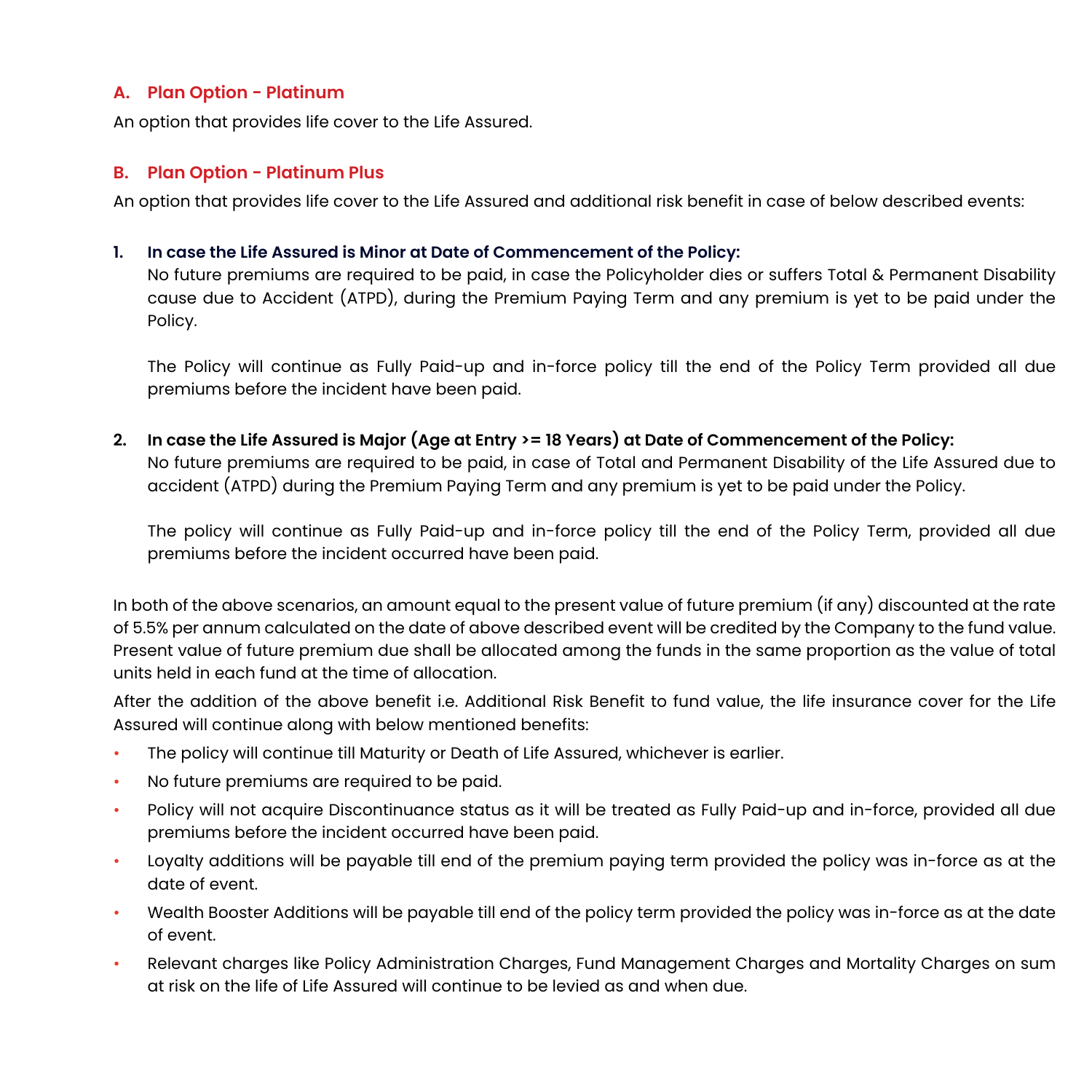### A. Plan Option - Platinum

An option that provides life cover to the Life Assured.

### B. Plan Option - Platinum Plus

An option that provides life cover to the Life Assured and additional risk benefit in case of below described events:

1. **In case the Life Assured is Minor at Date of Commencement of the Policy:**
   No future premiums are required to be paid, in case the Policyholder dies or suffers Total & Permanent Disability cause due to Accident (ATPD), during the Premium Paying Term and any premium is yet to be paid under the Policy.

   The Policy will continue as Fully Paid-up and in-force policy till the end of the Policy Term provided all due premiums before the incident have been paid.

2. **In case the Life Assured is Major (Age at Entry >= 18 Years) at Date of Commencement of the Policy:**
   No future premiums are required to be paid, in case of Total and Permanent Disability of the Life Assured due to accident (ATPD) during the Premium Paying Term and any premium is yet to be paid under the Policy.

   The policy will continue as Fully Paid-up and in-force policy till the end of the Policy Term, provided all due premiums before the incident occurred have been paid.

In both of the above scenarios, an amount equal to the present value of future premium (if any) discounted at the rate of 5.5% per annum calculated on the date of above described event will be credited by the Company to the fund value. Present value of future premium due shall be allocated among the funds in the same proportion as the value of total units held in each fund at the time of allocation.

After the addition of the above benefit i.e. Additional Risk Benefit to fund value, the life insurance cover for the Life Assured will continue along with below mentioned benefits:

- The policy will continue till Maturity or Death of Life Assured, whichever is earlier.
- No future premiums are required to be paid.
- Policy will not acquire Discontinuance status as it will be treated as Fully Paid-up and in-force, provided all due premiums before the incident occurred have been paid.
- Loyalty additions will be payable till end of the premium paying term provided the policy was in-force as at the date of event.
- Wealth Booster Additions will be payable till end of the policy term provided the policy was in-force as at the date of event.
- Relevant charges like Policy Administration Charges, Fund Management Charges and Mortality Charges on sum at risk on the life of Life Assured will continue to be levied as and when due.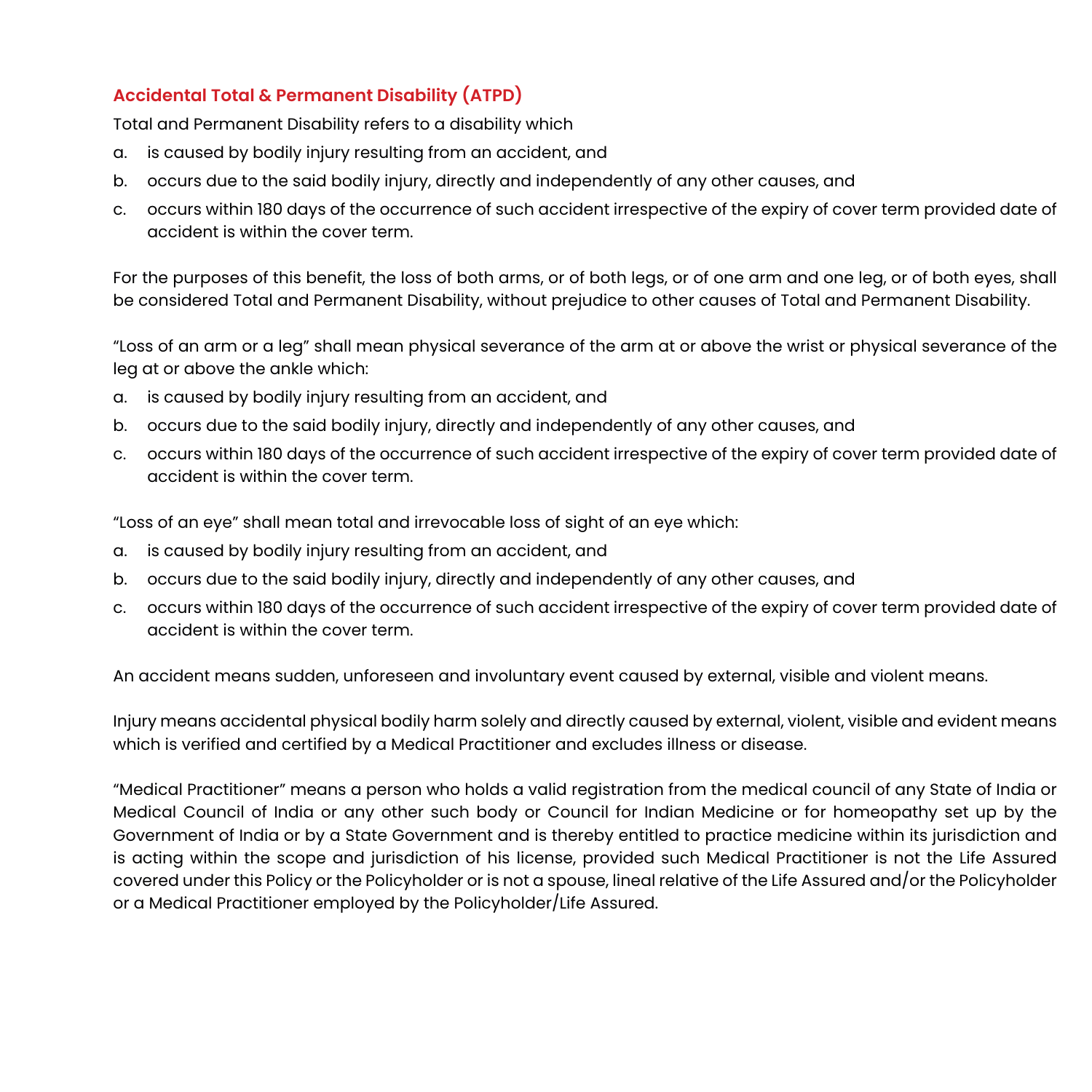### Accidental Total & Permanent Disability (ATPD)

Total and Permanent Disability refers to a disability which

a. is caused by bodily injury resulting from an accident, and
b. occurs due to the said bodily injury, directly and independently of any other causes, and
c. occurs within 180 days of the occurrence of such accident irrespective of the expiry of cover term provided date of accident is within the cover term.

For the purposes of this benefit, the loss of both arms, or of both legs, or of one arm and one leg, or of both eyes, shall be considered Total and Permanent Disability, without prejudice to other causes of Total and Permanent Disability.

"Loss of an arm or a leg" shall mean physical severance of the arm at or above the wrist or physical severance of the leg at or above the ankle which:

a. is caused by bodily injury resulting from an accident, and
b. occurs due to the said bodily injury, directly and independently of any other causes, and
c. occurs within 180 days of the occurrence of such accident irrespective of the expiry of cover term provided date of accident is within the cover term.

"Loss of an eye" shall mean total and irrevocable loss of sight of an eye which:

a. is caused by bodily injury resulting from an accident, and
b. occurs due to the said bodily injury, directly and independently of any other causes, and
c. occurs within 180 days of the occurrence of such accident irrespective of the expiry of cover term provided date of accident is within the cover term.

An accident means sudden, unforeseen and involuntary event caused by external, visible and violent means.

Injury means accidental physical bodily harm solely and directly caused by external, violent, visible and evident means which is verified and certified by a Medical Practitioner and excludes illness or disease.

"Medical Practitioner" means a person who holds a valid registration from the medical council of any State of India or Medical Council of India or any other such body or Council for Indian Medicine or for homeopathy set up by the Government of India or by a State Government and is thereby entitled to practice medicine within its jurisdiction and is acting within the scope and jurisdiction of his license, provided such Medical Practitioner is not the Life Assured covered under this Policy or the Policyholder or is not a spouse, lineal relative of the Life Assured and/or the Policyholder or a Medical Practitioner employed by the Policyholder/Life Assured.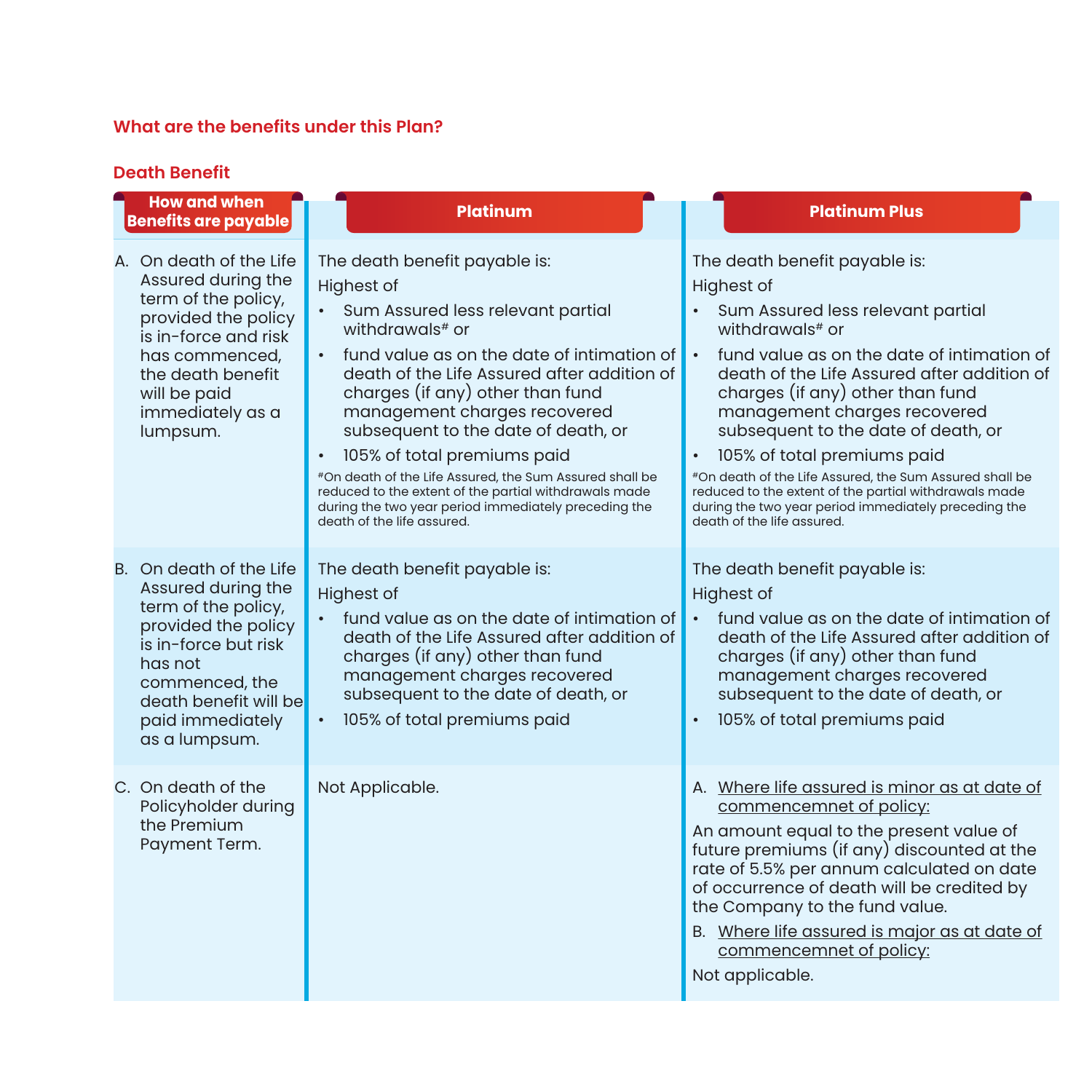## What are the benefits under this Plan?

### Death Benefit

| How and when Benefits are payable | Platinum | Platinum Plus |
|---|---|---|
| A. On death of the Life Assured during the term of the policy, provided the policy is in-force and risk has commenced, the death benefit will be paid immediately as a lumpsum. | The death benefit payable is:<br>Highest of<br>• Sum Assured less relevant partial withdrawals# or<br>• fund value as on the date of intimation of death of the Life Assured after addition of charges (if any) other than fund management charges recovered subsequent to the date of death, or<br>• 105% of total premiums paid<br>#On death of the Life Assured, the Sum Assured shall be reduced to the extent of the partial withdrawals made during the two year period immediately preceding the death of the life assured. | The death benefit payable is:<br>Highest of<br>• Sum Assured less relevant partial withdrawals# or<br>• fund value as on the date of intimation of death of the Life Assured after addition of charges (if any) other than fund management charges recovered subsequent to the date of death, or<br>• 105% of total premiums paid<br>#On death of the Life Assured, the Sum Assured shall be reduced to the extent of the partial withdrawals made during the two year period immediately preceding the death of the life assured. |
| B. On death of the Life Assured during the term of the policy, provided the policy is in-force but risk has not commenced, the death benefit will be paid immediately as a lumpsum. | The death benefit payable is:<br>Highest of<br>• fund value as on the date of intimation of death of the Life Assured after addition of charges (if any) other than fund management charges recovered subsequent to the date of death, or<br>• 105% of total premiums paid | The death benefit payable is:<br>Highest of<br>• fund value as on the date of intimation of death of the Life Assured after addition of charges (if any) other than fund management charges recovered subsequent to the date of death, or<br>• 105% of total premiums paid |
| C. On death of the Policyholder during the Premium Payment Term. | Not Applicable. | A. <u>Where life assured is minor as at date of commencemnet of policy:</u><br>An amount equal to the present value of future premiums (if any) discounted at the rate of 5.5% per annum calculated on date of occurrence of death will be credited by the Company to the fund value.<br>B. <u>Where life assured is major as at date of commencemnet of policy:</u><br>Not applicable. |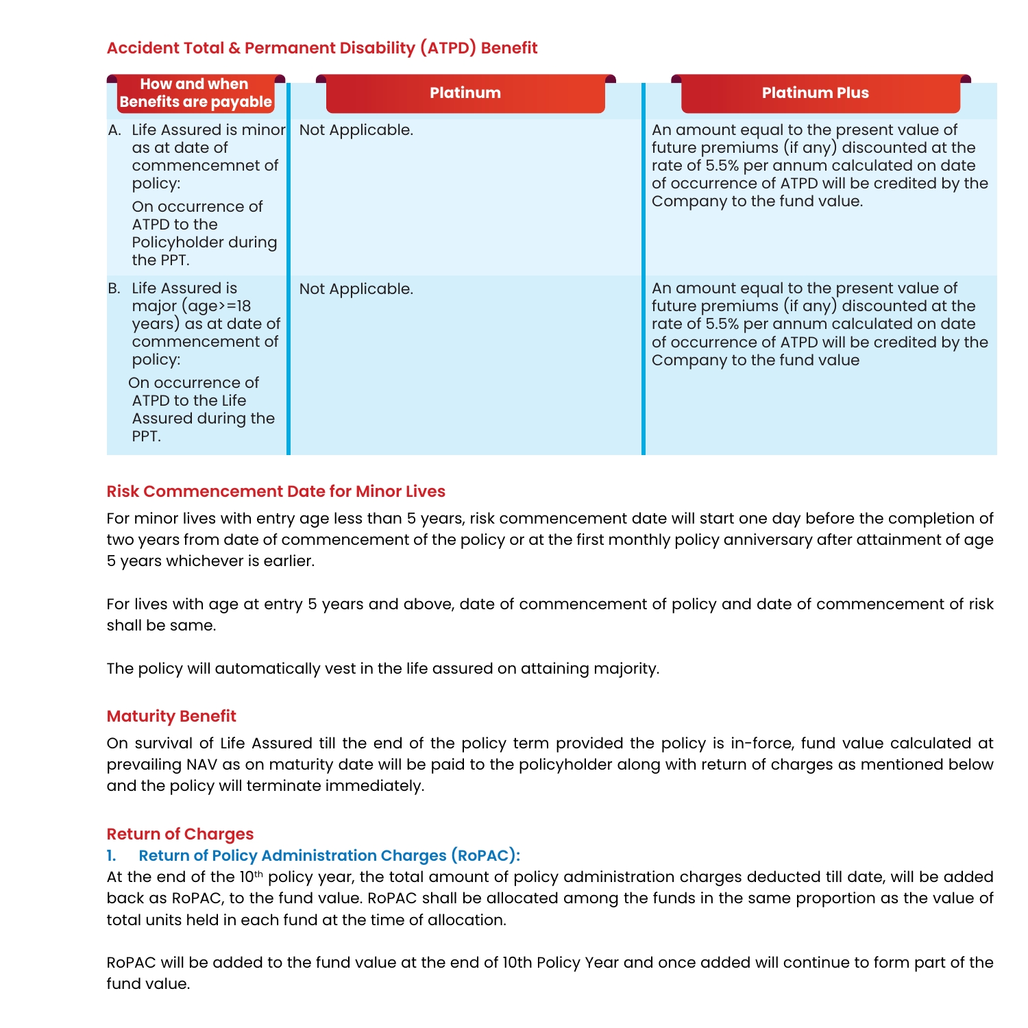## Accident Total & Permanent Disability (ATPD) Benefit

| How and when Benefits are payable | Platinum | Platinum Plus |
|---|---|---|
| A. Life Assured is minor as at date of commencemnet of policy: On occurrence of ATPD to the Policyholder during the PPT. | Not Applicable. | An amount equal to the present value of future premiums (if any) discounted at the rate of 5.5% per annum calculated on date of occurrence of ATPD will be credited by the Company to the fund value. |
| B. Life Assured is major (age>=18 years) as at date of commencement of policy: On occurrence of ATPD to the Life Assured during the PPT. | Not Applicable. | An amount equal to the present value of future premiums (if any) discounted at the rate of 5.5% per annum calculated on date of occurrence of ATPD will be credited by the Company to the fund value |

## Risk Commencement Date for Minor Lives

For minor lives with entry age less than 5 years, risk commencement date will start one day before the completion of two years from date of commencement of the policy or at the first monthly policy anniversary after attainment of age 5 years whichever is earlier.

For lives with age at entry 5 years and above, date of commencement of policy and date of commencement of risk shall be same.

The policy will automatically vest in the life assured on attaining majority.

## Maturity Benefit

On survival of Life Assured till the end of the policy term provided the policy is in-force, fund value calculated at prevailing NAV as on maturity date will be paid to the policyholder along with return of charges as mentioned below and the policy will terminate immediately.

## Return of Charges

### 1. Return of Policy Administration Charges (RoPAC):

At the end of the 10th policy year, the total amount of policy administration charges deducted till date, will be added back as RoPAC, to the fund value. RoPAC shall be allocated among the funds in the same proportion as the value of total units held in each fund at the time of allocation.

RoPAC will be added to the fund value at the end of 10th Policy Year and once added will continue to form part of the fund value.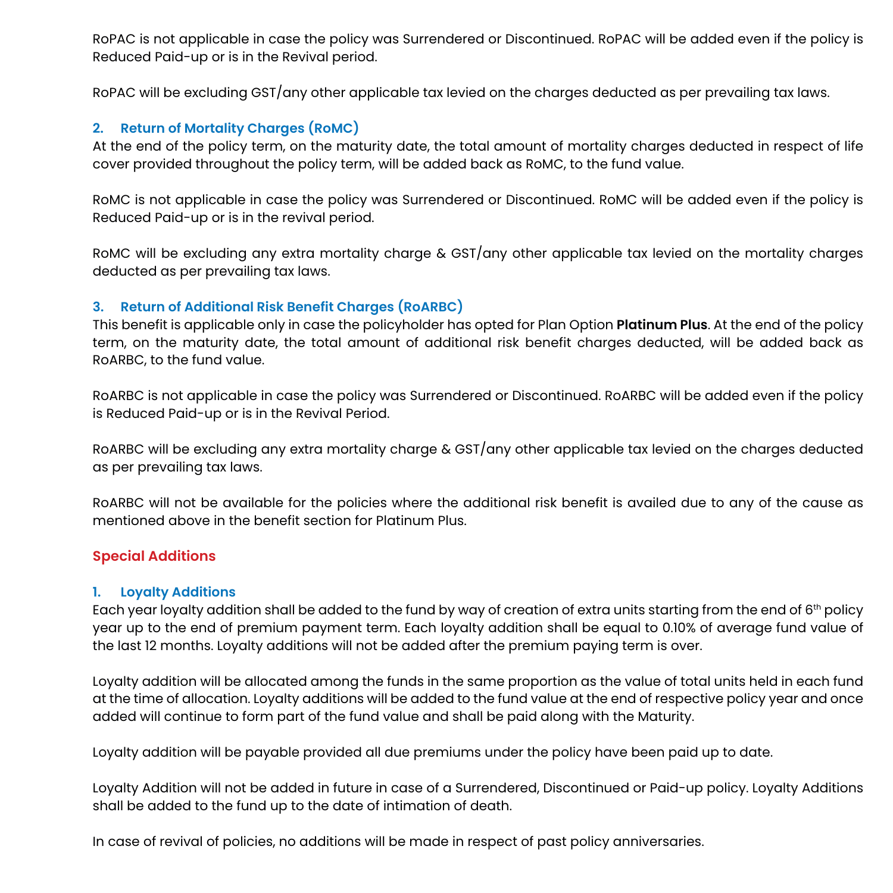RoPAC is not applicable in case the policy was Surrendered or Discontinued. RoPAC will be added even if the policy is Reduced Paid-up or is in the Revival period.

RoPAC will be excluding GST/any other applicable tax levied on the charges deducted as per prevailing tax laws.

### 2. Return of Mortality Charges (RoMC)

At the end of the policy term, on the maturity date, the total amount of mortality charges deducted in respect of life cover provided throughout the policy term, will be added back as RoMC, to the fund value.

RoMC is not applicable in case the policy was Surrendered or Discontinued. RoMC will be added even if the policy is Reduced Paid-up or is in the revival period.

RoMC will be excluding any extra mortality charge & GST/any other applicable tax levied on the mortality charges deducted as per prevailing tax laws.

### 3. Return of Additional Risk Benefit Charges (RoARBC)

This benefit is applicable only in case the policyholder has opted for Plan Option **Platinum Plus**. At the end of the policy term, on the maturity date, the total amount of additional risk benefit charges deducted, will be added back as RoARBC, to the fund value.

RoARBC is not applicable in case the policy was Surrendered or Discontinued. RoARBC will be added even if the policy is Reduced Paid-up or is in the Revival Period.

RoARBC will be excluding any extra mortality charge & GST/any other applicable tax levied on the charges deducted as per prevailing tax laws.

RoARBC will not be available for the policies where the additional risk benefit is availed due to any of the cause as mentioned above in the benefit section for Platinum Plus.

## Special Additions

### 1. Loyalty Additions

Each year loyalty addition shall be added to the fund by way of creation of extra units starting from the end of 6th policy year up to the end of premium payment term. Each loyalty addition shall be equal to 0.10% of average fund value of the last 12 months. Loyalty additions will not be added after the premium paying term is over.

Loyalty addition will be allocated among the funds in the same proportion as the value of total units held in each fund at the time of allocation. Loyalty additions will be added to the fund value at the end of respective policy year and once added will continue to form part of the fund value and shall be paid along with the Maturity.

Loyalty addition will be payable provided all due premiums under the policy have been paid up to date.

Loyalty Addition will not be added in future in case of a Surrendered, Discontinued or Paid-up policy. Loyalty Additions shall be added to the fund up to the date of intimation of death.

In case of revival of policies, no additions will be made in respect of past policy anniversaries.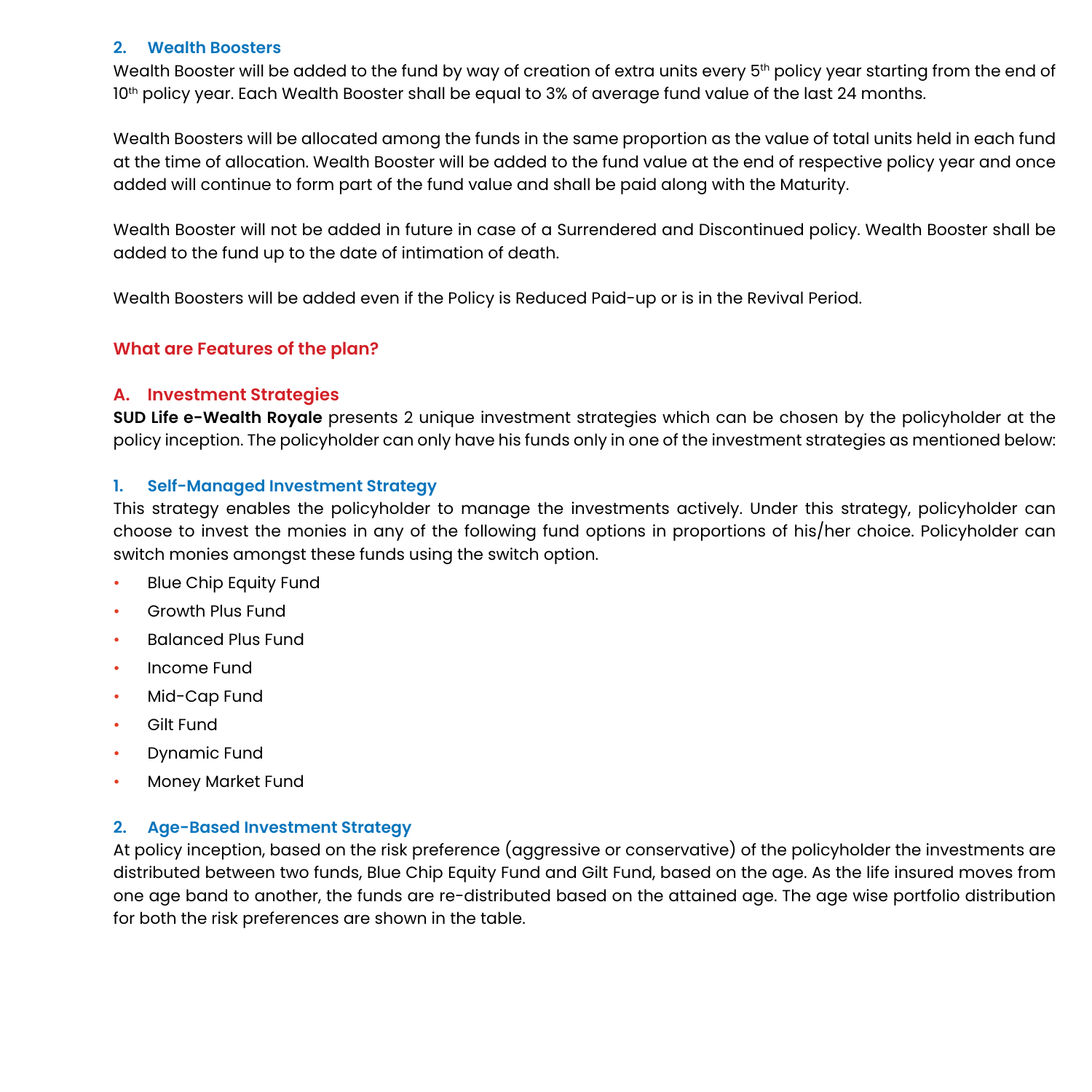### 2. Wealth Boosters

Wealth Booster will be added to the fund by way of creation of extra units every 5th policy year starting from the end of 10th policy year. Each Wealth Booster shall be equal to 3% of average fund value of the last 24 months.

Wealth Boosters will be allocated among the funds in the same proportion as the value of total units held in each fund at the time of allocation. Wealth Booster will be added to the fund value at the end of respective policy year and once added will continue to form part of the fund value and shall be paid along with the Maturity.

Wealth Booster will not be added in future in case of a Surrendered and Discontinued policy. Wealth Booster shall be added to the fund up to the date of intimation of death.

Wealth Boosters will be added even if the Policy is Reduced Paid-up or is in the Revival Period.

## What are Features of the plan?

### A. Investment Strategies

**SUD Life e-Wealth Royale** presents 2 unique investment strategies which can be chosen by the policyholder at the policy inception. The policyholder can only have his funds only in one of the investment strategies as mentioned below:

### 1. Self-Managed Investment Strategy

This strategy enables the policyholder to manage the investments actively. Under this strategy, policyholder can choose to invest the monies in any of the following fund options in proportions of his/her choice. Policyholder can switch monies amongst these funds using the switch option.

- Blue Chip Equity Fund
- Growth Plus Fund
- Balanced Plus Fund
- Income Fund
- Mid-Cap Fund
- Gilt Fund
- Dynamic Fund
- Money Market Fund

### 2. Age-Based Investment Strategy

At policy inception, based on the risk preference (aggressive or conservative) of the policyholder the investments are distributed between two funds, Blue Chip Equity Fund and Gilt Fund, based on the age. As the life insured moves from one age band to another, the funds are re-distributed based on the attained age. The age wise portfolio distribution for both the risk preferences are shown in the table.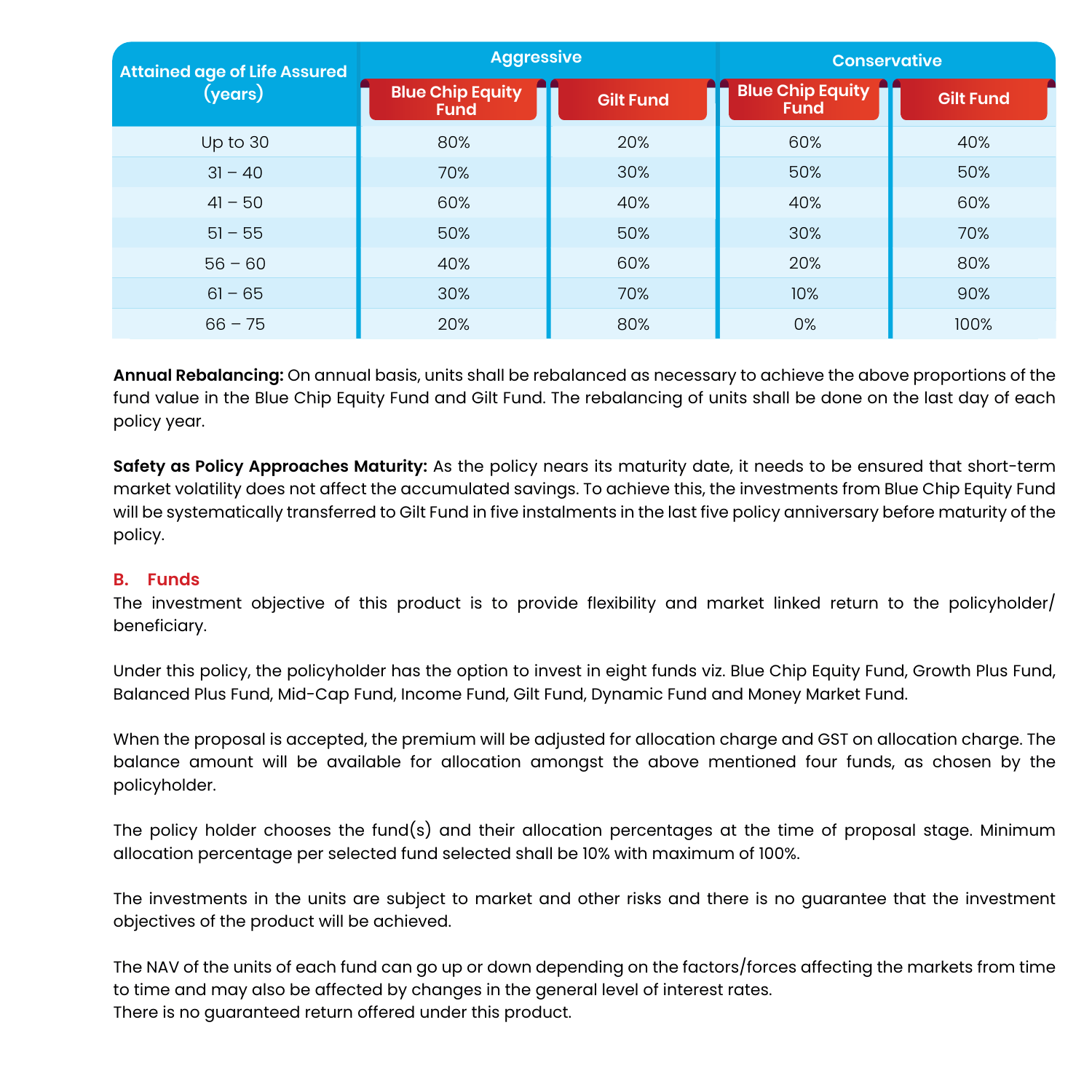| Attained age of Life Assured (years) | Aggressive | | Conservative | |
|---|---|---|---|---|
| | Blue Chip Equity Fund | Gilt Fund | Blue Chip Equity Fund | Gilt Fund |
| Up to 30 | 80% | 20% | 60% | 40% |
| 31 – 40 | 70% | 30% | 50% | 50% |
| 41 – 50 | 60% | 40% | 40% | 60% |
| 51 – 55 | 50% | 50% | 30% | 70% |
| 56 – 60 | 40% | 60% | 20% | 80% |
| 61 – 65 | 30% | 70% | 10% | 90% |
| 66 – 75 | 20% | 80% | 0% | 100% |

**Annual Rebalancing:** On annual basis, units shall be rebalanced as necessary to achieve the above proportions of the fund value in the Blue Chip Equity Fund and Gilt Fund. The rebalancing of units shall be done on the last day of each policy year.

**Safety as Policy Approaches Maturity:** As the policy nears its maturity date, it needs to be ensured that short-term market volatility does not affect the accumulated savings. To achieve this, the investments from Blue Chip Equity Fund will be systematically transferred to Gilt Fund in five instalments in the last five policy anniversary before maturity of the policy.

## B. Funds

The investment objective of this product is to provide flexibility and market linked return to the policyholder/ beneficiary.

Under this policy, the policyholder has the option to invest in eight funds viz. Blue Chip Equity Fund, Growth Plus Fund, Balanced Plus Fund, Mid-Cap Fund, Income Fund, Gilt Fund, Dynamic Fund and Money Market Fund.

When the proposal is accepted, the premium will be adjusted for allocation charge and GST on allocation charge. The balance amount will be available for allocation amongst the above mentioned four funds, as chosen by the policyholder.

The policy holder chooses the fund(s) and their allocation percentages at the time of proposal stage. Minimum allocation percentage per selected fund selected shall be 10% with maximum of 100%.

The investments in the units are subject to market and other risks and there is no guarantee that the investment objectives of the product will be achieved.

The NAV of the units of each fund can go up or down depending on the factors/forces affecting the markets from time to time and may also be affected by changes in the general level of interest rates.
There is no guaranteed return offered under this product.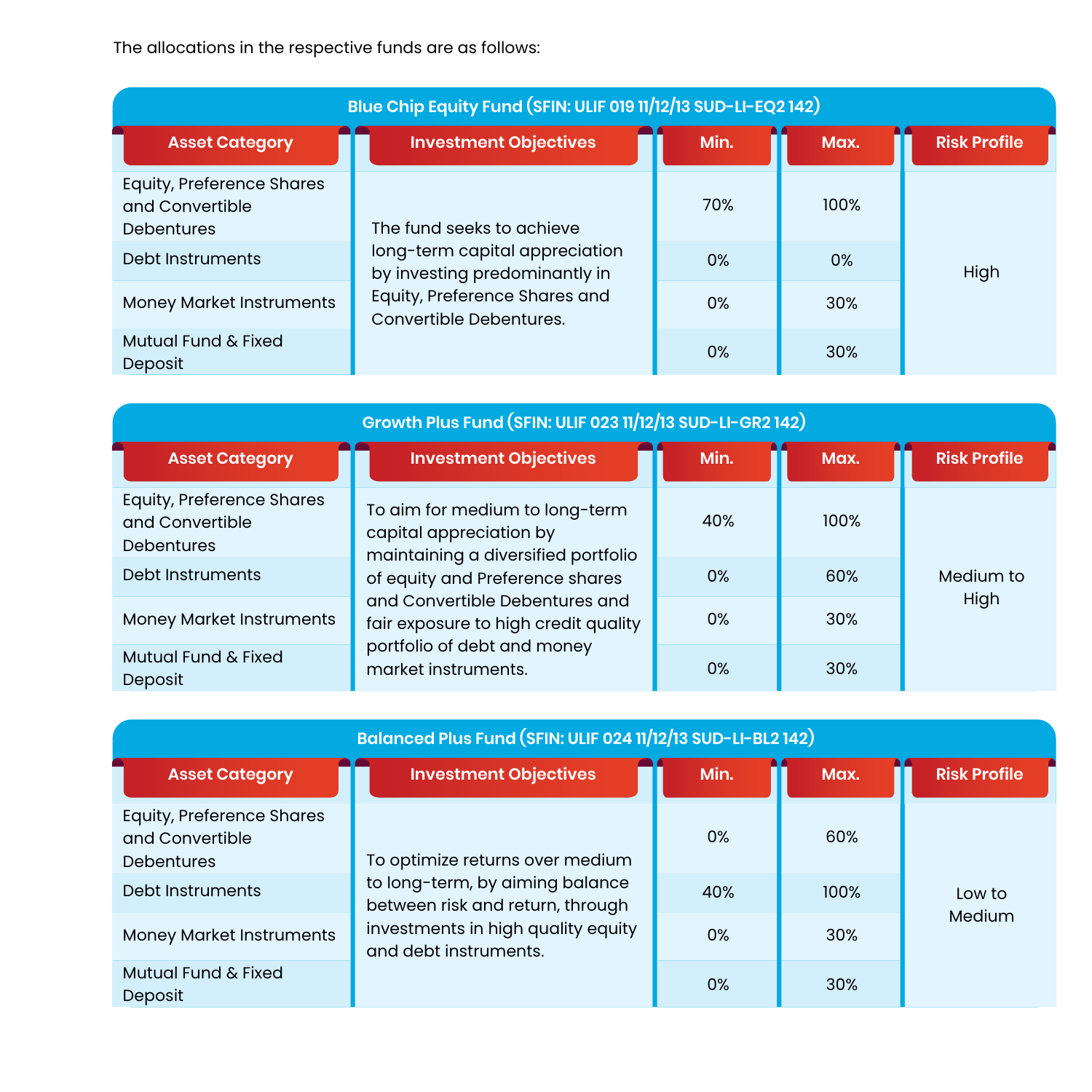The allocations in the respective funds are as follows:

**Blue Chip Equity Fund (SFIN: ULIF 019 11/12/13 SUD-LI-EQ2 142)**

| Asset Category | Investment Objectives | Min. | Max. | Risk Profile |
|---|---|---|---|---|
| Equity, Preference Shares and Convertible Debentures | The fund seeks to achieve long-term capital appreciation by investing predominantly in Equity, Preference Shares and Convertible Debentures. | 70% | 100% | High |
| Debt Instruments | | 0% | 0% | |
| Money Market Instruments | | 0% | 30% | |
| Mutual Fund & Fixed Deposit | | 0% | 30% | |

**Growth Plus Fund (SFIN: ULIF 023 11/12/13 SUD-LI-GR2 142)**

| Asset Category | Investment Objectives | Min. | Max. | Risk Profile |
|---|---|---|---|---|
| Equity, Preference Shares and Convertible Debentures | To aim for medium to long-term capital appreciation by maintaining a diversified portfolio of equity and Preference shares and Convertible Debentures and fair exposure to high credit quality portfolio of debt and money market instruments. | 40% | 100% | Medium to High |
| Debt Instruments | | 0% | 60% | |
| Money Market Instruments | | 0% | 30% | |
| Mutual Fund & Fixed Deposit | | 0% | 30% | |

**Balanced Plus Fund (SFIN: ULIF 024 11/12/13 SUD-LI-BL2 142)**

| Asset Category | Investment Objectives | Min. | Max. | Risk Profile |
|---|---|---|---|---|
| Equity, Preference Shares and Convertible Debentures | To optimize returns over medium to long-term, by aiming balance between risk and return, through investments in high quality equity and debt instruments. | 0% | 60% | Low to Medium |
| Debt Instruments | | 40% | 100% | |
| Money Market Instruments | | 0% | 30% | |
| Mutual Fund & Fixed Deposit | | 0% | 30% | |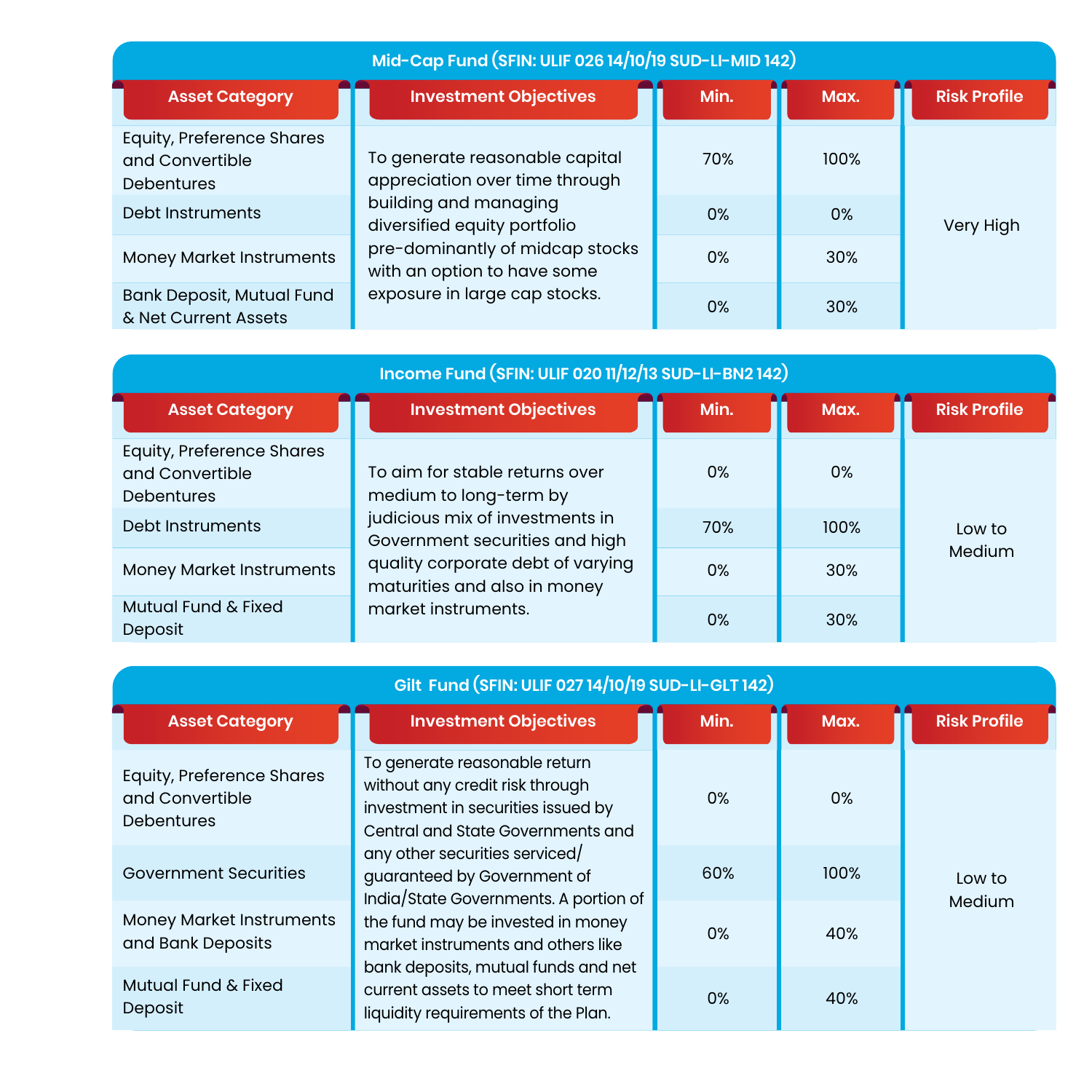## Mid-Cap Fund (SFIN: ULIF 026 14/10/19 SUD-LI-MID 142)

| Asset Category | Investment Objectives | Min. | Max. | Risk Profile |
|---|---|---|---|---|
| Equity, Preference Shares and Convertible Debentures | To generate reasonable capital appreciation over time through building and managing diversified equity portfolio pre-dominantly of midcap stocks with an option to have some exposure in large cap stocks. | 70% | 100% | Very High |
| Debt Instruments | | 0% | 0% | |
| Money Market Instruments | | 0% | 30% | |
| Bank Deposit, Mutual Fund & Net Current Assets | | 0% | 30% | |

## Income Fund (SFIN: ULIF 020 11/12/13 SUD-LI-BN2 142)

| Asset Category | Investment Objectives | Min. | Max. | Risk Profile |
|---|---|---|---|---|
| Equity, Preference Shares and Convertible Debentures | To aim for stable returns over medium to long-term by judicious mix of investments in Government securities and high quality corporate debt of varying maturities and also in money market instruments. | 0% | 0% | Low to Medium |
| Debt Instruments | | 70% | 100% | |
| Money Market Instruments | | 0% | 30% | |
| Mutual Fund & Fixed Deposit | | 0% | 30% | |

## Gilt Fund (SFIN: ULIF 027 14/10/19 SUD-LI-GLT 142)

| Asset Category | Investment Objectives | Min. | Max. | Risk Profile |
|---|---|---|---|---|
| Equity, Preference Shares and Convertible Debentures | To generate reasonable return without any credit risk through investment in securities issued by Central and State Governments and any other securities serviced/ guaranteed by Government of India/State Governments. A portion of the fund may be invested in money market instruments and others like bank deposits, mutual funds and net current assets to meet short term liquidity requirements of the Plan. | 0% | 0% | Low to Medium |
| Government Securities | | 60% | 100% | |
| Money Market Instruments and Bank Deposits | | 0% | 40% | |
| Mutual Fund & Fixed Deposit | | 0% | 40% | |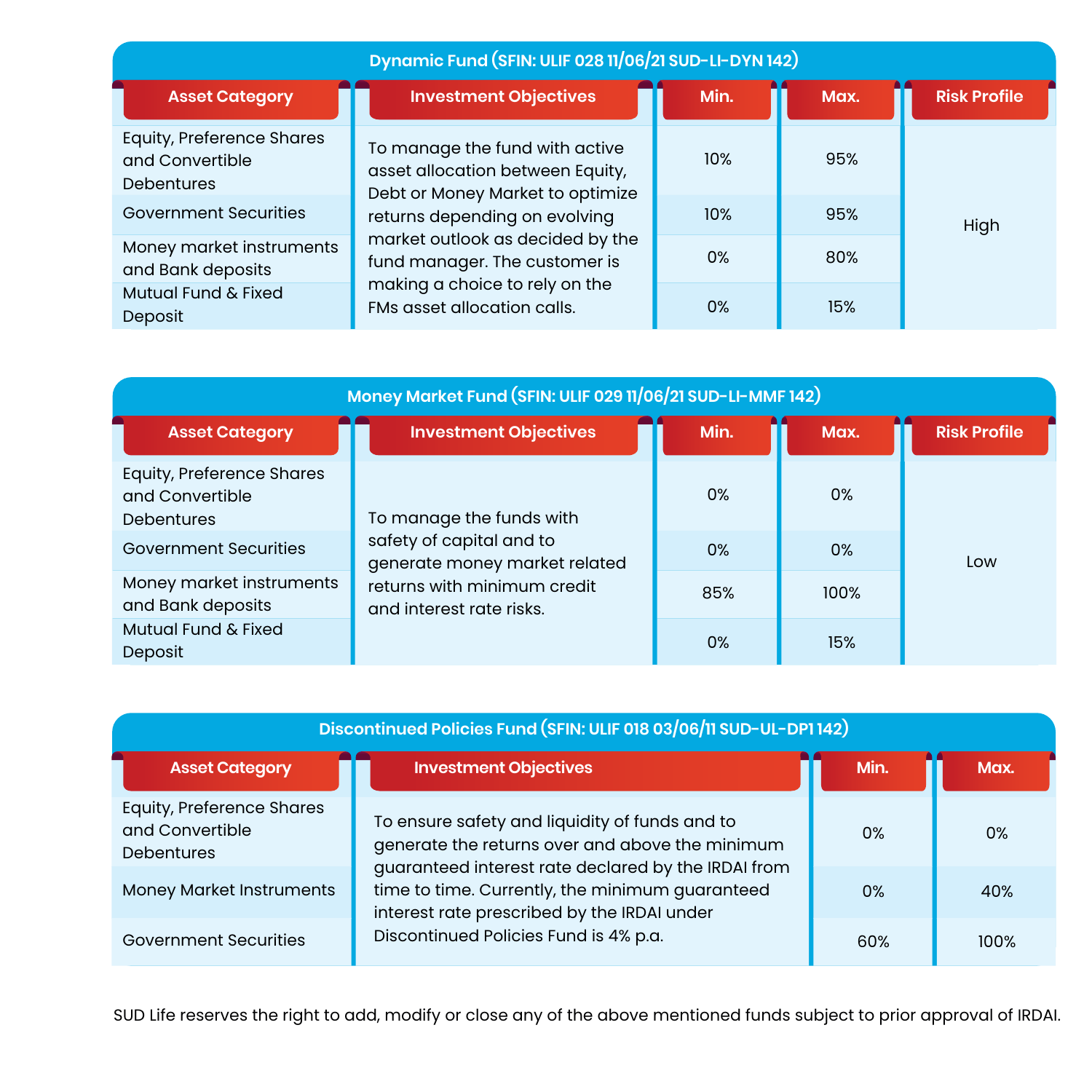| Dynamic Fund (SFIN: ULIF 028 11/06/21 SUD-LI-DYN 142) | | | | |
|---|---|---|---|---|
| **Asset Category** | **Investment Objectives** | **Min.** | **Max.** | **Risk Profile** |
| Equity, Preference Shares and Convertible Debentures | To manage the fund with active asset allocation between Equity, Debt or Money Market to optimize returns depending on evolving market outlook as decided by the fund manager. The customer is making a choice to rely on the FMs asset allocation calls. | 10% | 95% | High |
| Government Securities | | 10% | 95% | |
| Money market instruments and Bank deposits | | 0% | 80% | |
| Mutual Fund & Fixed Deposit | | 0% | 15% | |

| Money Market Fund (SFIN: ULIF 029 11/06/21 SUD-LI-MMF 142) | | | | |
|---|---|---|---|---|
| **Asset Category** | **Investment Objectives** | **Min.** | **Max.** | **Risk Profile** |
| Equity, Preference Shares and Convertible Debentures | To manage the funds with safety of capital and to generate money market related returns with minimum credit and interest rate risks. | 0% | 0% | Low |
| Government Securities | | 0% | 0% | |
| Money market instruments and Bank deposits | | 85% | 100% | |
| Mutual Fund & Fixed Deposit | | 0% | 15% | |

| Discontinued Policies Fund (SFIN: ULIF 018 03/06/11 SUD-UL-DP1 142) | | | |
|---|---|---|---|
| **Asset Category** | **Investment Objectives** | **Min.** | **Max.** |
| Equity, Preference Shares and Convertible Debentures | To ensure safety and liquidity of funds and to generate the returns over and above the minimum guaranteed interest rate declared by the IRDAI from time to time. Currently, the minimum guaranteed interest rate prescribed by the IRDAI under Discontinued Policies Fund is 4% p.a. | 0% | 0% |
| Money Market Instruments | | 0% | 40% |
| Government Securities | | 60% | 100% |

SUD Life reserves the right to add, modify or close any of the above mentioned funds subject to prior approval of IRDAI.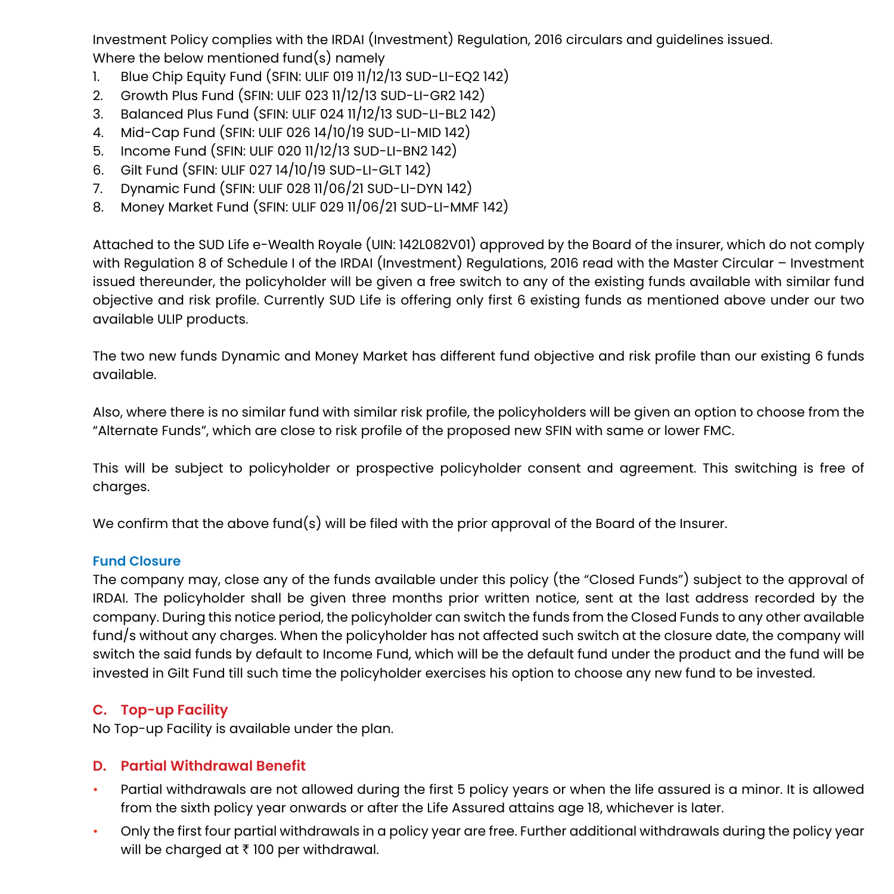Investment Policy complies with the IRDAI (Investment) Regulation, 2016 circulars and guidelines issued.
Where the below mentioned fund(s) namely

1. Blue Chip Equity Fund (SFIN: ULIF 019 11/12/13 SUD-LI-EQ2 142)
2. Growth Plus Fund (SFIN: ULIF 023 11/12/13 SUD-LI-GR2 142)
3. Balanced Plus Fund (SFIN: ULIF 024 11/12/13 SUD-LI-BL2 142)
4. Mid-Cap Fund (SFIN: ULIF 026 14/10/19 SUD-LI-MID 142)
5. Income Fund (SFIN: ULIF 020 11/12/13 SUD-LI-BN2 142)
6. Gilt Fund (SFIN: ULIF 027 14/10/19 SUD-LI-GLT 142)
7. Dynamic Fund (SFIN: ULIF 028 11/06/21 SUD-LI-DYN 142)
8. Money Market Fund (SFIN: ULIF 029 11/06/21 SUD-LI-MMF 142)

Attached to the SUD Life e-Wealth Royale (UIN: 142L082V01) approved by the Board of the insurer, which do not comply with Regulation 8 of Schedule I of the IRDAI (Investment) Regulations, 2016 read with the Master Circular – Investment issued thereunder, the policyholder will be given a free switch to any of the existing funds available with similar fund objective and risk profile. Currently SUD Life is offering only first 6 existing funds as mentioned above under our two available ULIP products.

The two new funds Dynamic and Money Market has different fund objective and risk profile than our existing 6 funds available.

Also, where there is no similar fund with similar risk profile, the policyholders will be given an option to choose from the "Alternate Funds", which are close to risk profile of the proposed new SFIN with same or lower FMC.

This will be subject to policyholder or prospective policyholder consent and agreement. This switching is free of charges.

We confirm that the above fund(s) will be filed with the prior approval of the Board of the Insurer.

### Fund Closure

The company may, close any of the funds available under this policy (the "Closed Funds") subject to the approval of IRDAI. The policyholder shall be given three months prior written notice, sent at the last address recorded by the company. During this notice period, the policyholder can switch the funds from the Closed Funds to any other available fund/s without any charges. When the policyholder has not affected such switch at the closure date, the company will switch the said funds by default to Income Fund, which will be the default fund under the product and the fund will be invested in Gilt Fund till such time the policyholder exercises his option to choose any new fund to be invested.

## C. Top-up Facility

No Top-up Facility is available under the plan.

## D. Partial Withdrawal Benefit

- Partial withdrawals are not allowed during the first 5 policy years or when the life assured is a minor. It is allowed from the sixth policy year onwards or after the Life Assured attains age 18, whichever is later.
- Only the first four partial withdrawals in a policy year are free. Further additional withdrawals during the policy year will be charged at ₹ 100 per withdrawal.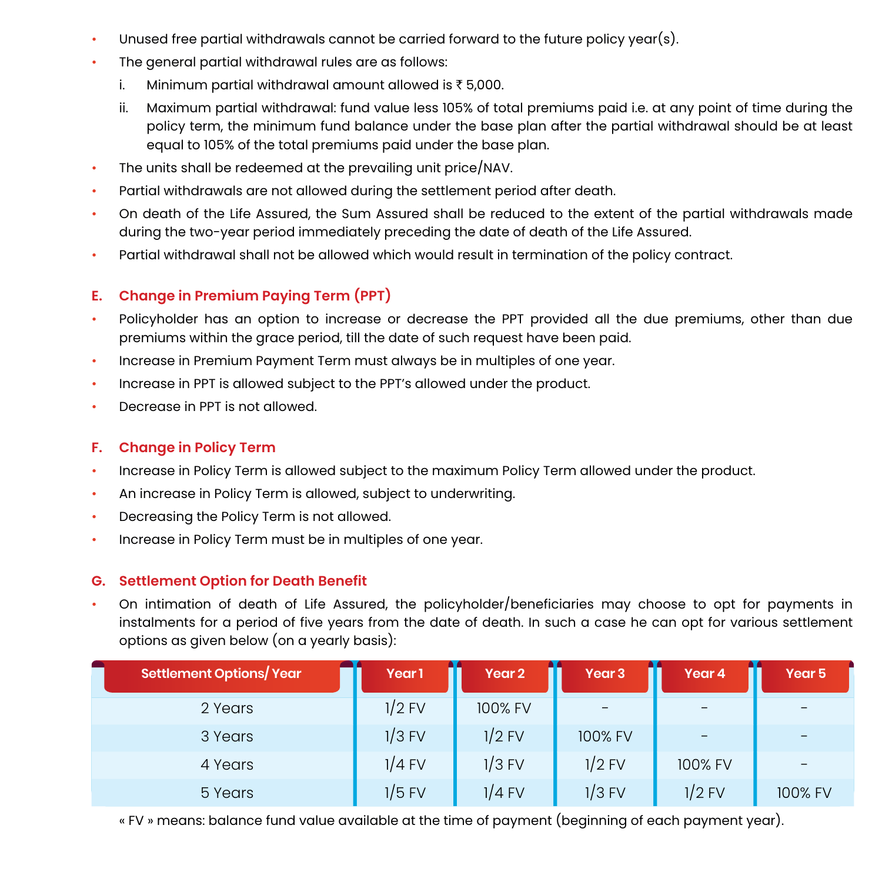- Unused free partial withdrawals cannot be carried forward to the future policy year(s).
- The general partial withdrawal rules are as follows:
  i. Minimum partial withdrawal amount allowed is ₹ 5,000.
  ii. Maximum partial withdrawal: fund value less 105% of total premiums paid i.e. at any point of time during the policy term, the minimum fund balance under the base plan after the partial withdrawal should be at least equal to 105% of the total premiums paid under the base plan.
- The units shall be redeemed at the prevailing unit price/NAV.
- Partial withdrawals are not allowed during the settlement period after death.
- On death of the Life Assured, the Sum Assured shall be reduced to the extent of the partial withdrawals made during the two-year period immediately preceding the date of death of the Life Assured.
- Partial withdrawal shall not be allowed which would result in termination of the policy contract.

## E. Change in Premium Paying Term (PPT)

- Policyholder has an option to increase or decrease the PPT provided all the due premiums, other than due premiums within the grace period, till the date of such request have been paid.
- Increase in Premium Payment Term must always be in multiples of one year.
- Increase in PPT is allowed subject to the PPT's allowed under the product.
- Decrease in PPT is not allowed.

## F. Change in Policy Term

- Increase in Policy Term is allowed subject to the maximum Policy Term allowed under the product.
- An increase in Policy Term is allowed, subject to underwriting.
- Decreasing the Policy Term is not allowed.
- Increase in Policy Term must be in multiples of one year.

## G. Settlement Option for Death Benefit

- On intimation of death of Life Assured, the policyholder/beneficiaries may choose to opt for payments in instalments for a period of five years from the date of death. In such a case he can opt for various settlement options as given below (on a yearly basis):

| Settlement Options/ Year | Year 1 | Year 2 | Year 3 | Year 4 | Year 5 |
|---|---|---|---|---|---|
| 2 Years | 1/2 FV | 100% FV | - | - | - |
| 3 Years | 1/3 FV | 1/2 FV | 100% FV | - | - |
| 4 Years | 1/4 FV | 1/3 FV | 1/2 FV | 100% FV | - |
| 5 Years | 1/5 FV | 1/4 FV | 1/3 FV | 1/2 FV | 100% FV |

« FV » means: balance fund value available at the time of payment (beginning of each payment year).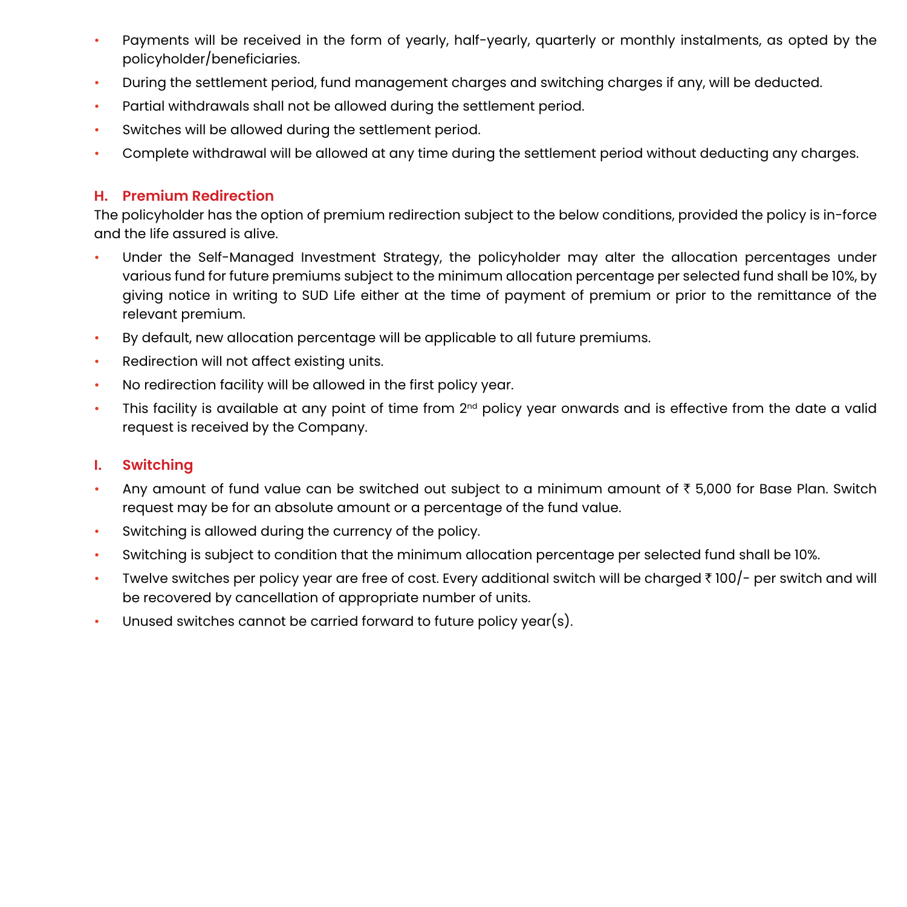- Payments will be received in the form of yearly, half-yearly, quarterly or monthly instalments, as opted by the policyholder/beneficiaries.
- During the settlement period, fund management charges and switching charges if any, will be deducted.
- Partial withdrawals shall not be allowed during the settlement period.
- Switches will be allowed during the settlement period.
- Complete withdrawal will be allowed at any time during the settlement period without deducting any charges.

### H. Premium Redirection

The policyholder has the option of premium redirection subject to the below conditions, provided the policy is in-force and the life assured is alive.

- Under the Self-Managed Investment Strategy, the policyholder may alter the allocation percentages under various fund for future premiums subject to the minimum allocation percentage per selected fund shall be 10%, by giving notice in writing to SUD Life either at the time of payment of premium or prior to the remittance of the relevant premium.
- By default, new allocation percentage will be applicable to all future premiums.
- Redirection will not affect existing units.
- No redirection facility will be allowed in the first policy year.
- This facility is available at any point of time from 2nd policy year onwards and is effective from the date a valid request is received by the Company.

### I. Switching

- Any amount of fund value can be switched out subject to a minimum amount of ₹ 5,000 for Base Plan. Switch request may be for an absolute amount or a percentage of the fund value.
- Switching is allowed during the currency of the policy.
- Switching is subject to condition that the minimum allocation percentage per selected fund shall be 10%.
- Twelve switches per policy year are free of cost. Every additional switch will be charged ₹ 100/- per switch and will be recovered by cancellation of appropriate number of units.
- Unused switches cannot be carried forward to future policy year(s).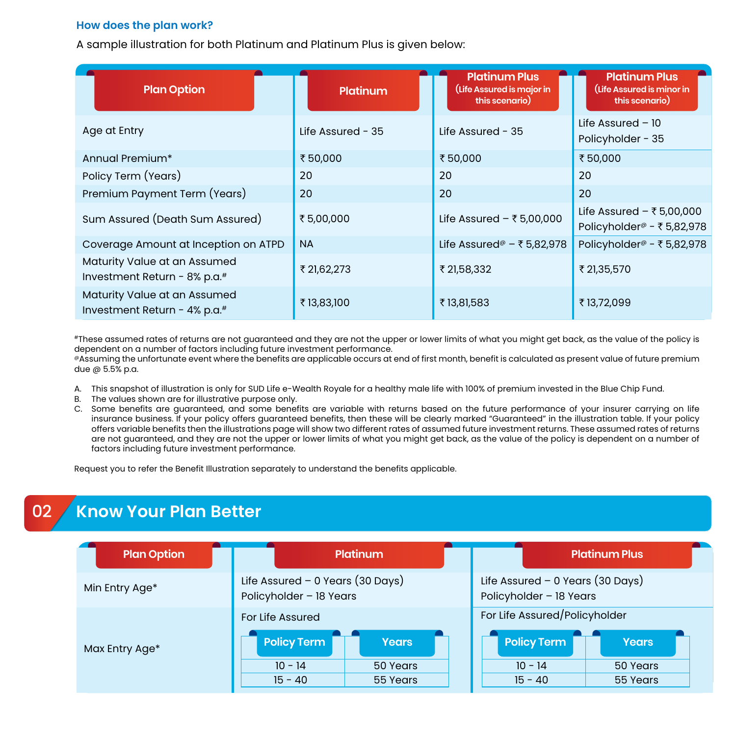### How does the plan work?

A sample illustration for both Platinum and Platinum Plus is given below:

| Plan Option | Platinum | Platinum Plus (Life Assured is major in this scenario) | Platinum Plus (Life Assured is minor in this scenario) |
|---|---|---|---|
| Age at Entry | Life Assured - 35 | Life Assured - 35 | Life Assured – 10<br>Policyholder - 35 |
| Annual Premium* | ₹ 50,000 | ₹ 50,000 | ₹ 50,000 |
| Policy Term (Years) | 20 | 20 | 20 |
| Premium Payment Term (Years) | 20 | 20 | 20 |
| Sum Assured (Death Sum Assured) | ₹ 5,00,000 | Life Assured – ₹ 5,00,000 | Life Assured – ₹ 5,00,000<br>Policyholder@ - ₹ 5,82,978 |
| Coverage Amount at Inception on ATPD | NA | Life Assured@ – ₹ 5,82,978 | Policyholder@ - ₹ 5,82,978 |
| Maturity Value at an Assumed Investment Return - 8% p.a.# | ₹ 21,62,273 | ₹ 21,58,332 | ₹ 21,35,570 |
| Maturity Value at an Assumed Investment Return - 4% p.a.# | ₹ 13,83,100 | ₹ 13,81,583 | ₹ 13,72,099 |

#These assumed rates of returns are not guaranteed and they are not the upper or lower limits of what you might get back, as the value of the policy is dependent on a number of factors including future investment performance.
@Assuming the unfortunate event where the benefits are applicable occurs at end of first month, benefit is calculated as present value of future premium due @ 5.5% p.a.

A. This snapshot of illustration is only for SUD Life e-Wealth Royale for a healthy male life with 100% of premium invested in the Blue Chip Fund.
B. The values shown are for illustrative purpose only.
C. Some benefits are guaranteed, and some benefits are variable with returns based on the future performance of your insurer carrying on life insurance business. If your policy offers guaranteed benefits, then these will be clearly marked "Guaranteed" in the illustration table. If your policy offers variable benefits then the illustrations page will show two different rates of assumed future investment returns. These assumed rates of returns are not guaranteed, and they are not the upper or lower limits of what you might get back, as the value of the policy is dependent on a number of factors including future investment performance.

Request you to refer the Benefit Illustration separately to understand the benefits applicable.

## 02 Know Your Plan Better

| Plan Option | Platinum | Platinum Plus |
|---|---|---|
| Min Entry Age* | Life Assured – 0 Years (30 Days)<br>Policyholder – 18 Years | Life Assured – 0 Years (30 Days)<br>Policyholder – 18 Years |
| Max Entry Age* | For Life Assured<br>Policy Term: 10 - 14 → 50 Years<br>Policy Term: 15 - 40 → 55 Years | For Life Assured/Policyholder<br>Policy Term: 10 - 14 → 50 Years<br>Policy Term: 15 - 40 → 55 Years |

**Max Entry Age* – Platinum (For Life Assured)**

| Policy Term | Years |
|---|---|
| 10 - 14 | 50 Years |
| 15 - 40 | 55 Years |

**Max Entry Age* – Platinum Plus (For Life Assured/Policyholder)**

| Policy Term | Years |
|---|---|
| 10 - 14 | 50 Years |
| 15 - 40 | 55 Years |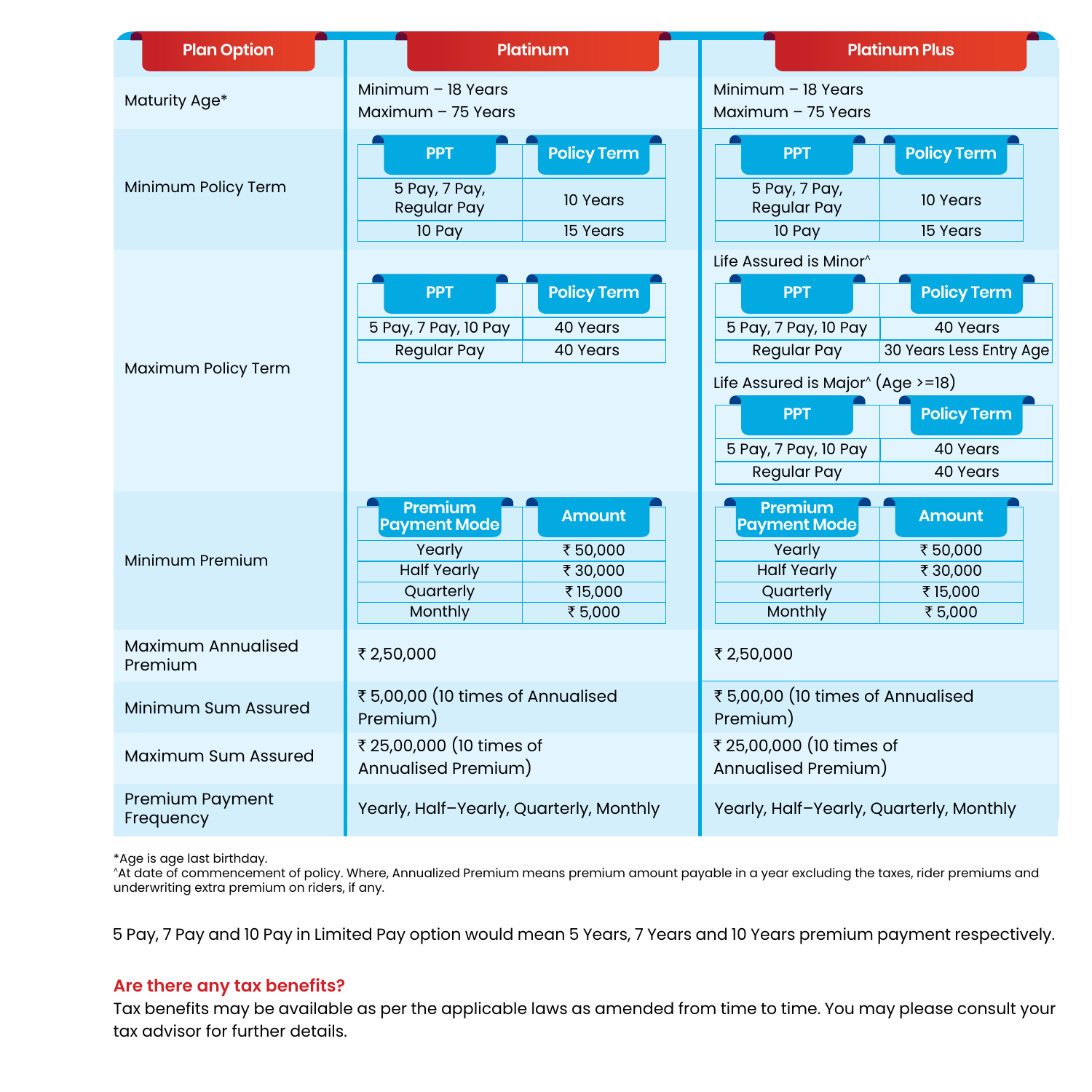| Plan Option | Platinum | Platinum Plus |
|---|---|---|
| Maturity Age* | Minimum – 18 Years<br>Maximum – 75 Years | Minimum – 18 Years<br>Maximum – 75 Years |
| Minimum Policy Term | **PPT** / **Policy Term**<br>5 Pay, 7 Pay, Regular Pay / 10 Years<br>10 Pay / 15 Years | **PPT** / **Policy Term**<br>5 Pay, 7 Pay, Regular Pay / 10 Years<br>10 Pay / 15 Years |
| Maximum Policy Term | **PPT** / **Policy Term**<br>5 Pay, 7 Pay, 10 Pay / 40 Years<br>Regular Pay / 40 Years | Life Assured is Minor^<br>**PPT** / **Policy Term**<br>5 Pay, 7 Pay, 10 Pay / 40 Years<br>Regular Pay / 30 Years Less Entry Age<br>Life Assured is Major^ (Age >=18)<br>**PPT** / **Policy Term**<br>5 Pay, 7 Pay, 10 Pay / 40 Years<br>Regular Pay / 40 Years |
| Minimum Premium | **Premium Payment Mode** / **Amount**<br>Yearly / ₹ 50,000<br>Half Yearly / ₹ 30,000<br>Quarterly / ₹ 15,000<br>Monthly / ₹ 5,000 | **Premium Payment Mode** / **Amount**<br>Yearly / ₹ 50,000<br>Half Yearly / ₹ 30,000<br>Quarterly / ₹ 15,000<br>Monthly / ₹ 5,000 |
| Maximum Annualised Premium | ₹ 2,50,000 | ₹ 2,50,000 |
| Minimum Sum Assured | ₹ 5,00,00 (10 times of Annualised Premium) | ₹ 5,00,00 (10 times of Annualised Premium) |
| Maximum Sum Assured | ₹ 25,00,000 (10 times of Annualised Premium) | ₹ 25,00,000 (10 times of Annualised Premium) |
| Premium Payment Frequency | Yearly, Half–Yearly, Quarterly, Monthly | Yearly, Half–Yearly, Quarterly, Monthly |

*Age is age last birthday.
^At date of commencement of policy. Where, Annualized Premium means premium amount payable in a year excluding the taxes, rider premiums and underwriting extra premium on riders, if any.

5 Pay, 7 Pay and 10 Pay in Limited Pay option would mean 5 Years, 7 Years and 10 Years premium payment respectively.

### Are there any tax benefits?

Tax benefits may be available as per the applicable laws as amended from time to time. You may please consult your tax advisor for further details.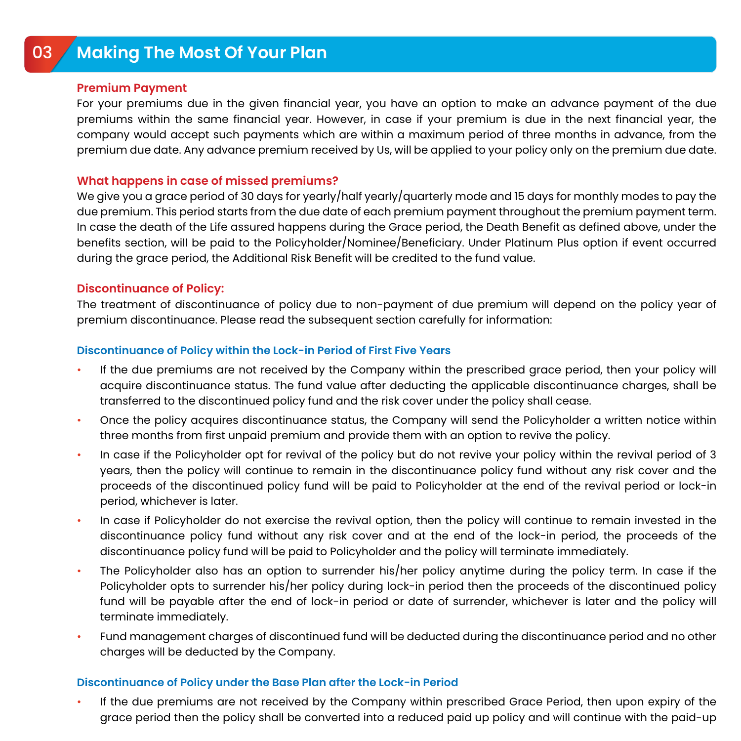## 03 Making The Most Of Your Plan

### Premium Payment

For your premiums due in the given financial year, you have an option to make an advance payment of the due premiums within the same financial year. However, in case if your premium is due in the next financial year, the company would accept such payments which are within a maximum period of three months in advance, from the premium due date. Any advance premium received by Us, will be applied to your policy only on the premium due date.

### What happens in case of missed premiums?

We give you a grace period of 30 days for yearly/half yearly/quarterly mode and 15 days for monthly modes to pay the due premium. This period starts from the due date of each premium payment throughout the premium payment term. In case the death of the Life assured happens during the Grace period, the Death Benefit as defined above, under the benefits section, will be paid to the Policyholder/Nominee/Beneficiary. Under Platinum Plus option if event occurred during the grace period, the Additional Risk Benefit will be credited to the fund value.

### Discontinuance of Policy:

The treatment of discontinuance of policy due to non-payment of due premium will depend on the policy year of premium discontinuance. Please read the subsequent section carefully for information:

#### Discontinuance of Policy within the Lock-in Period of First Five Years

- If the due premiums are not received by the Company within the prescribed grace period, then your policy will acquire discontinuance status. The fund value after deducting the applicable discontinuance charges, shall be transferred to the discontinued policy fund and the risk cover under the policy shall cease.
- Once the policy acquires discontinuance status, the Company will send the Policyholder a written notice within three months from first unpaid premium and provide them with an option to revive the policy.
- In case if the Policyholder opt for revival of the policy but do not revive your policy within the revival period of 3 years, then the policy will continue to remain in the discontinuance policy fund without any risk cover and the proceeds of the discontinued policy fund will be paid to Policyholder at the end of the revival period or lock-in period, whichever is later.
- In case if Policyholder do not exercise the revival option, then the policy will continue to remain invested in the discontinuance policy fund without any risk cover and at the end of the lock-in period, the proceeds of the discontinuance policy fund will be paid to Policyholder and the policy will terminate immediately.
- The Policyholder also has an option to surrender his/her policy anytime during the policy term. In case if the Policyholder opts to surrender his/her policy during lock-in period then the proceeds of the discontinued policy fund will be payable after the end of lock-in period or date of surrender, whichever is later and the policy will terminate immediately.
- Fund management charges of discontinued fund will be deducted during the discontinuance period and no other charges will be deducted by the Company.

#### Discontinuance of Policy under the Base Plan after the Lock-in Period

- If the due premiums are not received by the Company within prescribed Grace Period, then upon expiry of the grace period then the policy shall be converted into a reduced paid up policy and will continue with the paid-up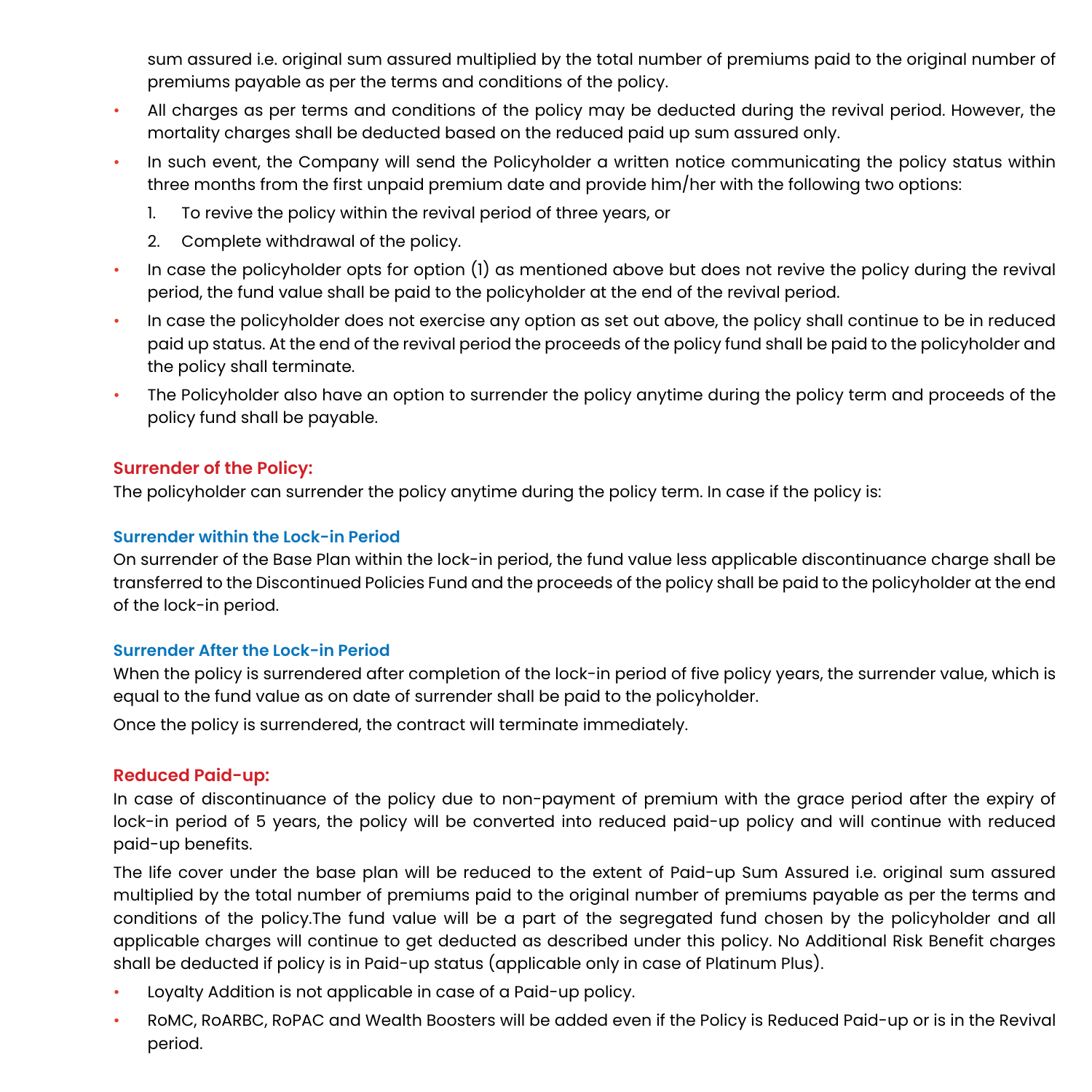sum assured i.e. original sum assured multiplied by the total number of premiums paid to the original number of premiums payable as per the terms and conditions of the policy.

- All charges as per terms and conditions of the policy may be deducted during the revival period. However, the mortality charges shall be deducted based on the reduced paid up sum assured only.
- In such event, the Company will send the Policyholder a written notice communicating the policy status within three months from the first unpaid premium date and provide him/her with the following two options:
    1. To revive the policy within the revival period of three years, or
    2. Complete withdrawal of the policy.
- In case the policyholder opts for option (1) as mentioned above but does not revive the policy during the revival period, the fund value shall be paid to the policyholder at the end of the revival period.
- In case the policyholder does not exercise any option as set out above, the policy shall continue to be in reduced paid up status. At the end of the revival period the proceeds of the policy fund shall be paid to the policyholder and the policy shall terminate.
- The Policyholder also have an option to surrender the policy anytime during the policy term and proceeds of the policy fund shall be payable.

## Surrender of the Policy:

The policyholder can surrender the policy anytime during the policy term. In case if the policy is:

### Surrender within the Lock-in Period

On surrender of the Base Plan within the lock-in period, the fund value less applicable discontinuance charge shall be transferred to the Discontinued Policies Fund and the proceeds of the policy shall be paid to the policyholder at the end of the lock-in period.

### Surrender After the Lock-in Period

When the policy is surrendered after completion of the lock-in period of five policy years, the surrender value, which is equal to the fund value as on date of surrender shall be paid to the policyholder.

Once the policy is surrendered, the contract will terminate immediately.

## Reduced Paid-up:

In case of discontinuance of the policy due to non-payment of premium with the grace period after the expiry of lock-in period of 5 years, the policy will be converted into reduced paid-up policy and will continue with reduced paid-up benefits.

The life cover under the base plan will be reduced to the extent of Paid-up Sum Assured i.e. original sum assured multiplied by the total number of premiums paid to the original number of premiums payable as per the terms and conditions of the policy.The fund value will be a part of the segregated fund chosen by the policyholder and all applicable charges will continue to get deducted as described under this policy. No Additional Risk Benefit charges shall be deducted if policy is in Paid-up status (applicable only in case of Platinum Plus).

- Loyalty Addition is not applicable in case of a Paid-up policy.
- RoMC, RoARBC, RoPAC and Wealth Boosters will be added even if the Policy is Reduced Paid-up or is in the Revival period.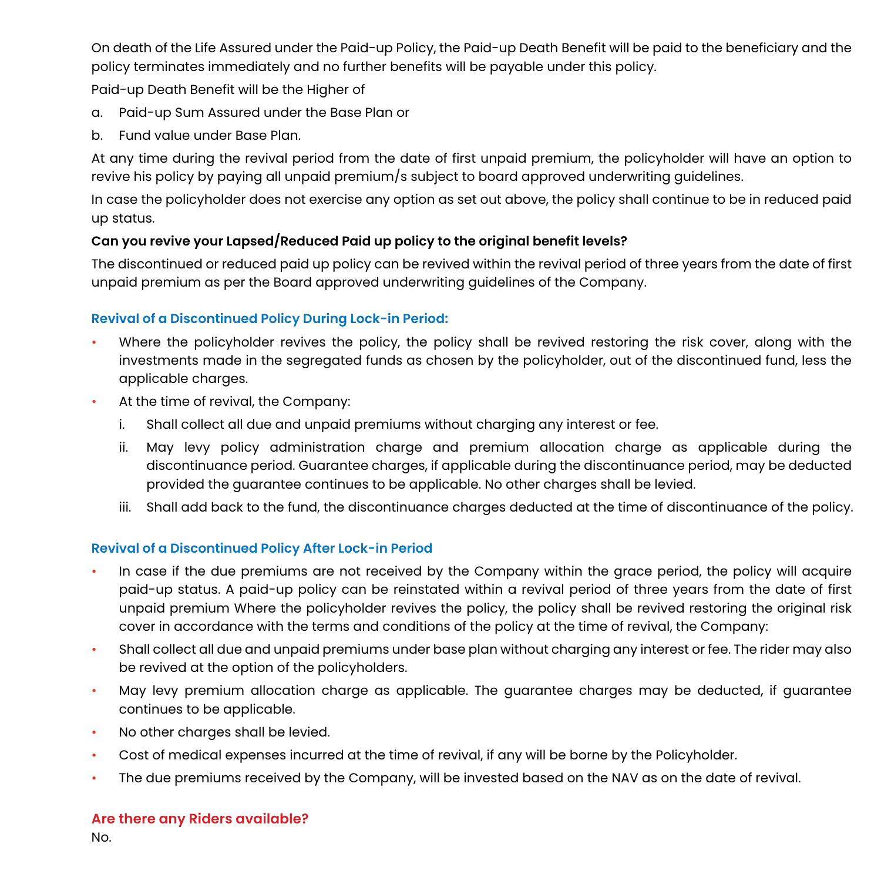On death of the Life Assured under the Paid-up Policy, the Paid-up Death Benefit will be paid to the beneficiary and the policy terminates immediately and no further benefits will be payable under this policy.

Paid-up Death Benefit will be the Higher of

a. Paid-up Sum Assured under the Base Plan or

b. Fund value under Base Plan.

At any time during the revival period from the date of first unpaid premium, the policyholder will have an option to revive his policy by paying all unpaid premium/s subject to board approved underwriting guidelines.

In case the policyholder does not exercise any option as set out above, the policy shall continue to be in reduced paid up status.

**Can you revive your Lapsed/Reduced Paid up policy to the original benefit levels?**

The discontinued or reduced paid up policy can be revived within the revival period of three years from the date of first unpaid premium as per the Board approved underwriting guidelines of the Company.

### Revival of a Discontinued Policy During Lock-in Period:

- Where the policyholder revives the policy, the policy shall be revived restoring the risk cover, along with the investments made in the segregated funds as chosen by the policyholder, out of the discontinued fund, less the applicable charges.
- At the time of revival, the Company:
  i. Shall collect all due and unpaid premiums without charging any interest or fee.
  ii. May levy policy administration charge and premium allocation charge as applicable during the discontinuance period. Guarantee charges, if applicable during the discontinuance period, may be deducted provided the guarantee continues to be applicable. No other charges shall be levied.
  iii. Shall add back to the fund, the discontinuance charges deducted at the time of discontinuance of the policy.

### Revival of a Discontinued Policy After Lock-in Period

- In case if the due premiums are not received by the Company within the grace period, the policy will acquire paid-up status. A paid-up policy can be reinstated within a revival period of three years from the date of first unpaid premium Where the policyholder revives the policy, the policy shall be revived restoring the original risk cover in accordance with the terms and conditions of the policy at the time of revival, the Company:
- Shall collect all due and unpaid premiums under base plan without charging any interest or fee. The rider may also be revived at the option of the policyholders.
- May levy premium allocation charge as applicable. The guarantee charges may be deducted, if guarantee continues to be applicable.
- No other charges shall be levied.
- Cost of medical expenses incurred at the time of revival, if any will be borne by the Policyholder.
- The due premiums received by the Company, will be invested based on the NAV as on the date of revival.

## Are there any Riders available?

No.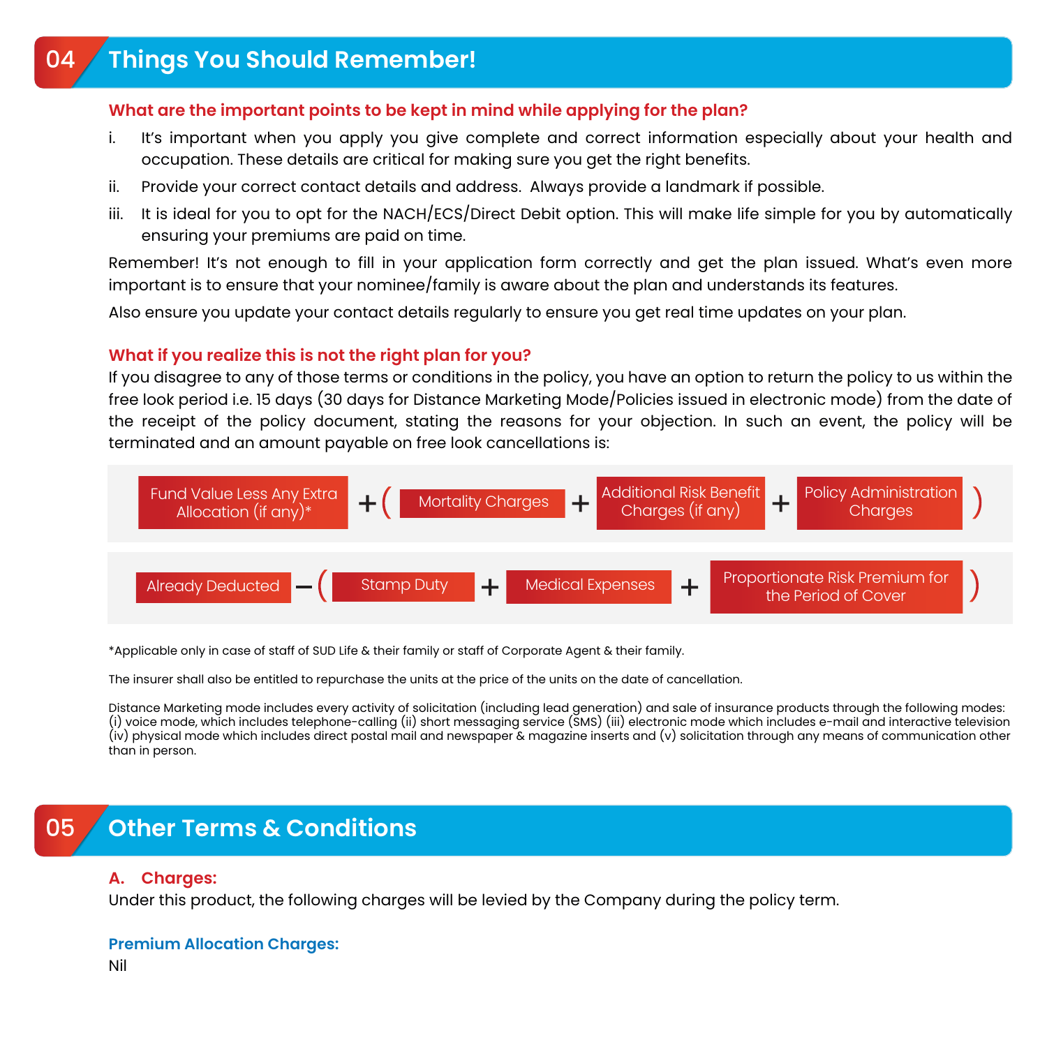## 04 Things You Should Remember!

**What are the important points to be kept in mind while applying for the plan?**

i. It's important when you apply you give complete and correct information especially about your health and occupation. These details are critical for making sure you get the right benefits.

ii. Provide your correct contact details and address. Always provide a landmark if possible.

iii. It is ideal for you to opt for the NACH/ECS/Direct Debit option. This will make life simple for you by automatically ensuring your premiums are paid on time.

Remember! It's not enough to fill in your application form correctly and get the plan issued. What's even more important is to ensure that your nominee/family is aware about the plan and understands its features.

Also ensure you update your contact details regularly to ensure you get real time updates on your plan.

**What if you realize this is not the right plan for you?**

If you disagree to any of those terms or conditions in the policy, you have an option to return the policy to us within the free look period i.e. 15 days (30 days for Distance Marketing Mode/Policies issued in electronic mode) from the date of the receipt of the policy document, stating the reasons for your objection. In such an event, the policy will be terminated and an amount payable on free look cancellations is:

Fund Value Less Any Extra Allocation (if any)* + ( Mortality Charges + Additional Risk Benefit Charges (if any) + Policy Administration Charges )

Already Deducted − ( Stamp Duty + Medical Expenses + Proportionate Risk Premium for the Period of Cover )

*Applicable only in case of staff of SUD Life & their family or staff of Corporate Agent & their family.

The insurer shall also be entitled to repurchase the units at the price of the units on the date of cancellation.

Distance Marketing mode includes every activity of solicitation (including lead generation) and sale of insurance products through the following modes: (i) voice mode, which includes telephone-calling (ii) short messaging service (SMS) (iii) electronic mode which includes e-mail and interactive television (iv) physical mode which includes direct postal mail and newspaper & magazine inserts and (v) solicitation through any means of communication other than in person.

## 05 Other Terms & Conditions

**A. Charges:**

Under this product, the following charges will be levied by the Company during the policy term.

**Premium Allocation Charges:**

Nil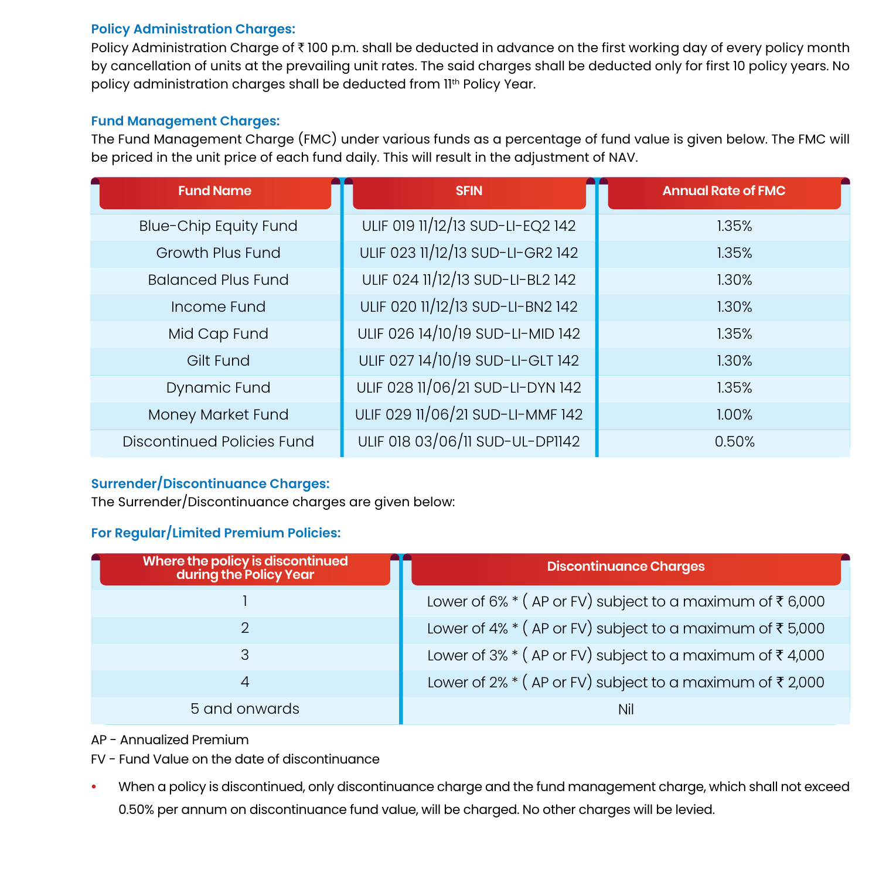### Policy Administration Charges:

Policy Administration Charge of ₹ 100 p.m. shall be deducted in advance on the first working day of every policy month by cancellation of units at the prevailing unit rates. The said charges shall be deducted only for first 10 policy years. No policy administration charges shall be deducted from 11th Policy Year.

### Fund Management Charges:

The Fund Management Charge (FMC) under various funds as a percentage of fund value is given below. The FMC will be priced in the unit price of each fund daily. This will result in the adjustment of NAV.

| Fund Name | SFIN | Annual Rate of FMC |
|---|---|---|
| Blue-Chip Equity Fund | ULIF 019 11/12/13 SUD-LI-EQ2 142 | 1.35% |
| Growth Plus Fund | ULIF 023 11/12/13 SUD-LI-GR2 142 | 1.35% |
| Balanced Plus Fund | ULIF 024 11/12/13 SUD-LI-BL2 142 | 1.30% |
| Income Fund | ULIF 020 11/12/13 SUD-LI-BN2 142 | 1.30% |
| Mid Cap Fund | ULIF 026 14/10/19 SUD-LI-MID 142 | 1.35% |
| Gilt Fund | ULIF 027 14/10/19 SUD-LI-GLT 142 | 1.30% |
| Dynamic Fund | ULIF 028 11/06/21 SUD-LI-DYN 142 | 1.35% |
| Money Market Fund | ULIF 029 11/06/21 SUD-LI-MMF 142 | 1.00% |
| Discontinued Policies Fund | ULIF 018 03/06/11 SUD-UL-DP1142 | 0.50% |

### Surrender/Discontinuance Charges:

The Surrender/Discontinuance charges are given below:

### For Regular/Limited Premium Policies:

| Where the policy is discontinued during the Policy Year | Discontinuance Charges |
|---|---|
| 1 | Lower of 6% * ( AP or FV) subject to a maximum of ₹ 6,000 |
| 2 | Lower of 4% * ( AP or FV) subject to a maximum of ₹ 5,000 |
| 3 | Lower of 3% * ( AP or FV) subject to a maximum of ₹ 4,000 |
| 4 | Lower of 2% * ( AP or FV) subject to a maximum of ₹ 2,000 |
| 5 and onwards | Nil |

AP - Annualized Premium

FV - Fund Value on the date of discontinuance

- When a policy is discontinued, only discontinuance charge and the fund management charge, which shall not exceed 0.50% per annum on discontinuance fund value, will be charged. No other charges will be levied.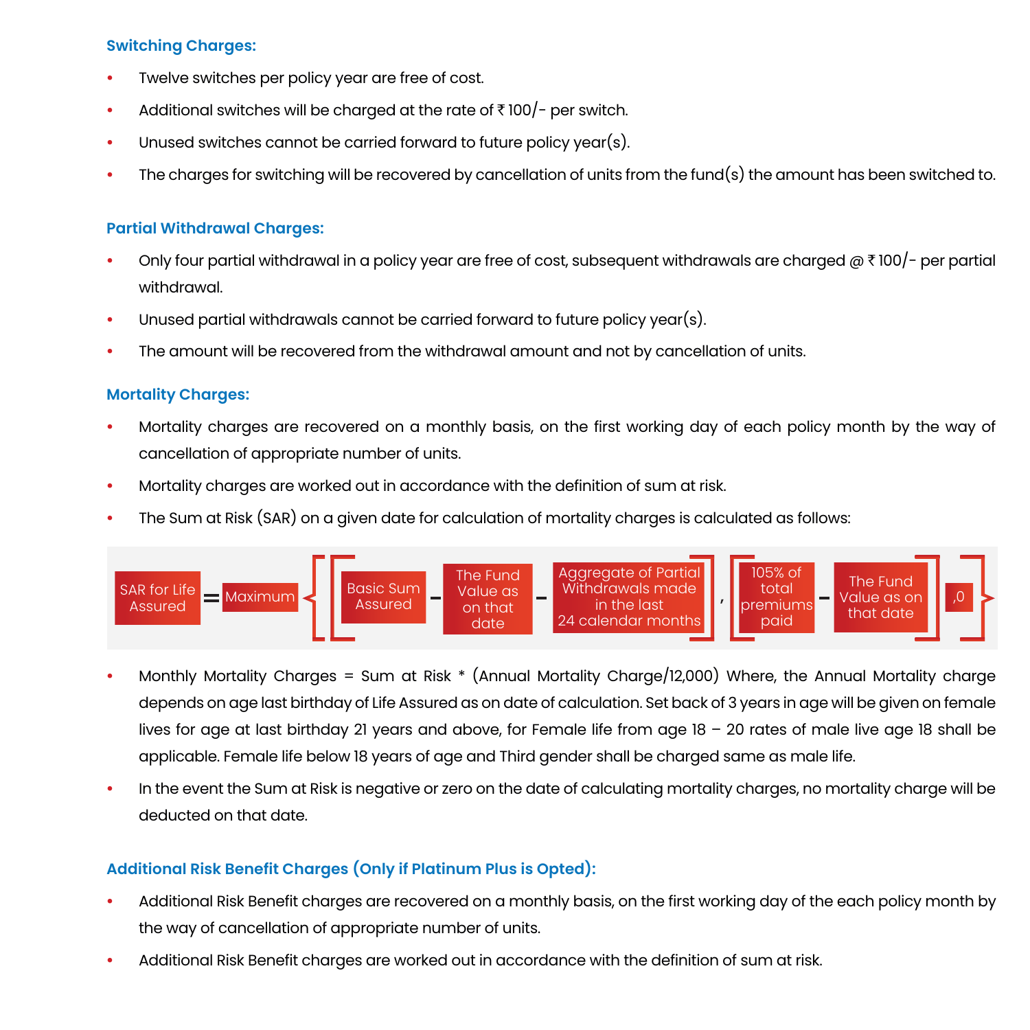### Switching Charges:

- Twelve switches per policy year are free of cost.
- Additional switches will be charged at the rate of ₹ 100/- per switch.
- Unused switches cannot be carried forward to future policy year(s).
- The charges for switching will be recovered by cancellation of units from the fund(s) the amount has been switched to.

### Partial Withdrawal Charges:

- Only four partial withdrawal in a policy year are free of cost, subsequent withdrawals are charged @ ₹ 100/- per partial withdrawal.
- Unused partial withdrawals cannot be carried forward to future policy year(s).
- The amount will be recovered from the withdrawal amount and not by cancellation of units.

### Mortality Charges:

- Mortality charges are recovered on a monthly basis, on the first working day of each policy month by the way of cancellation of appropriate number of units.
- Mortality charges are worked out in accordance with the definition of sum at risk.
- The Sum at Risk (SAR) on a given date for calculation of mortality charges is calculated as follows:

SAR for Life Assured = Maximum { [ [ Basic Sum Assured – The Fund Value as on that date – Aggregate of Partial Withdrawals made in the last 24 calendar months ] , [ 105% of total premiums paid – The Fund Value as on that date ] ] ,0 }

- Monthly Mortality Charges = Sum at Risk * (Annual Mortality Charge/12,000) Where, the Annual Mortality charge depends on age last birthday of Life Assured as on date of calculation. Set back of 3 years in age will be given on female lives for age at last birthday 21 years and above, for Female life from age 18 – 20 rates of male live age 18 shall be applicable. Female life below 18 years of age and Third gender shall be charged same as male life.
- In the event the Sum at Risk is negative or zero on the date of calculating mortality charges, no mortality charge will be deducted on that date.

### Additional Risk Benefit Charges (Only if Platinum Plus is Opted):

- Additional Risk Benefit charges are recovered on a monthly basis, on the first working day of the each policy month by the way of cancellation of appropriate number of units.
- Additional Risk Benefit charges are worked out in accordance with the definition of sum at risk.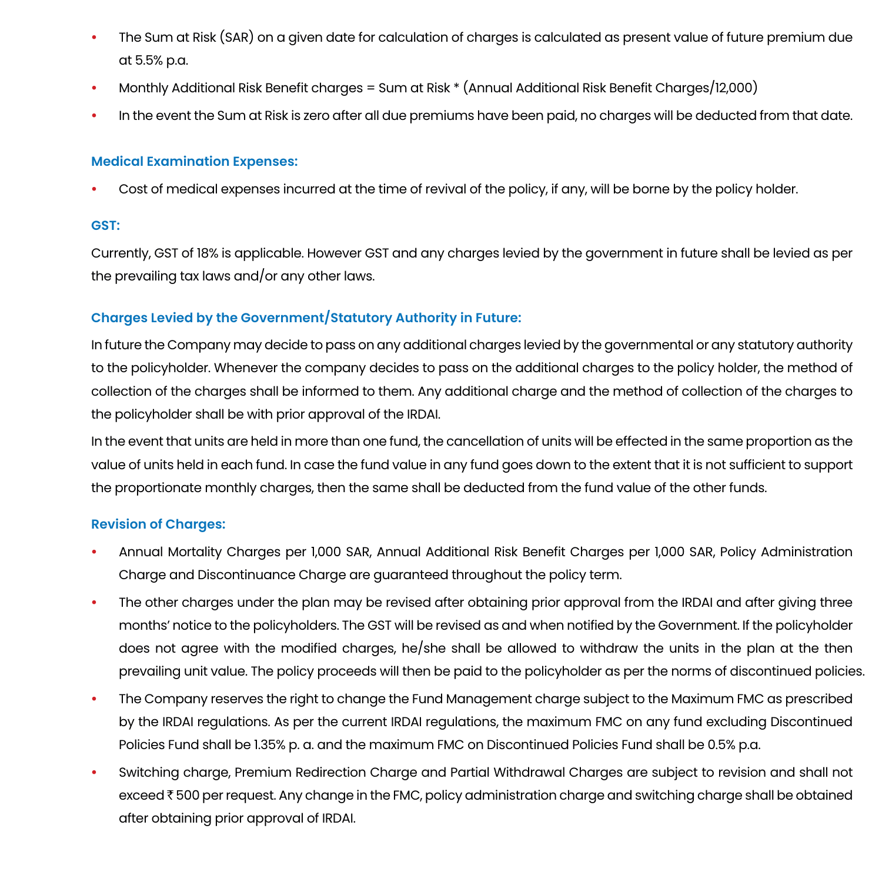- The Sum at Risk (SAR) on a given date for calculation of charges is calculated as present value of future premium due at 5.5% p.a.
- Monthly Additional Risk Benefit charges = Sum at Risk * (Annual Additional Risk Benefit Charges/12,000)
- In the event the Sum at Risk is zero after all due premiums have been paid, no charges will be deducted from that date.

### Medical Examination Expenses:

- Cost of medical expenses incurred at the time of revival of the policy, if any, will be borne by the policy holder.

### GST:

Currently, GST of 18% is applicable. However GST and any charges levied by the government in future shall be levied as per the prevailing tax laws and/or any other laws.

### Charges Levied by the Government/Statutory Authority in Future:

In future the Company may decide to pass on any additional charges levied by the governmental or any statutory authority to the policyholder. Whenever the company decides to pass on the additional charges to the policy holder, the method of collection of the charges shall be informed to them. Any additional charge and the method of collection of the charges to the policyholder shall be with prior approval of the IRDAI.

In the event that units are held in more than one fund, the cancellation of units will be effected in the same proportion as the value of units held in each fund. In case the fund value in any fund goes down to the extent that it is not sufficient to support the proportionate monthly charges, then the same shall be deducted from the fund value of the other funds.

### Revision of Charges:

- Annual Mortality Charges per 1,000 SAR, Annual Additional Risk Benefit Charges per 1,000 SAR, Policy Administration Charge and Discontinuance Charge are guaranteed throughout the policy term.
- The other charges under the plan may be revised after obtaining prior approval from the IRDAI and after giving three months' notice to the policyholders. The GST will be revised as and when notified by the Government. If the policyholder does not agree with the modified charges, he/she shall be allowed to withdraw the units in the plan at the then prevailing unit value. The policy proceeds will then be paid to the policyholder as per the norms of discontinued policies.
- The Company reserves the right to change the Fund Management charge subject to the Maximum FMC as prescribed by the IRDAI regulations. As per the current IRDAI regulations, the maximum FMC on any fund excluding Discontinued Policies Fund shall be 1.35% p. a. and the maximum FMC on Discontinued Policies Fund shall be 0.5% p.a.
- Switching charge, Premium Redirection Charge and Partial Withdrawal Charges are subject to revision and shall not exceed ₹ 500 per request. Any change in the FMC, policy administration charge and switching charge shall be obtained after obtaining prior approval of IRDAI.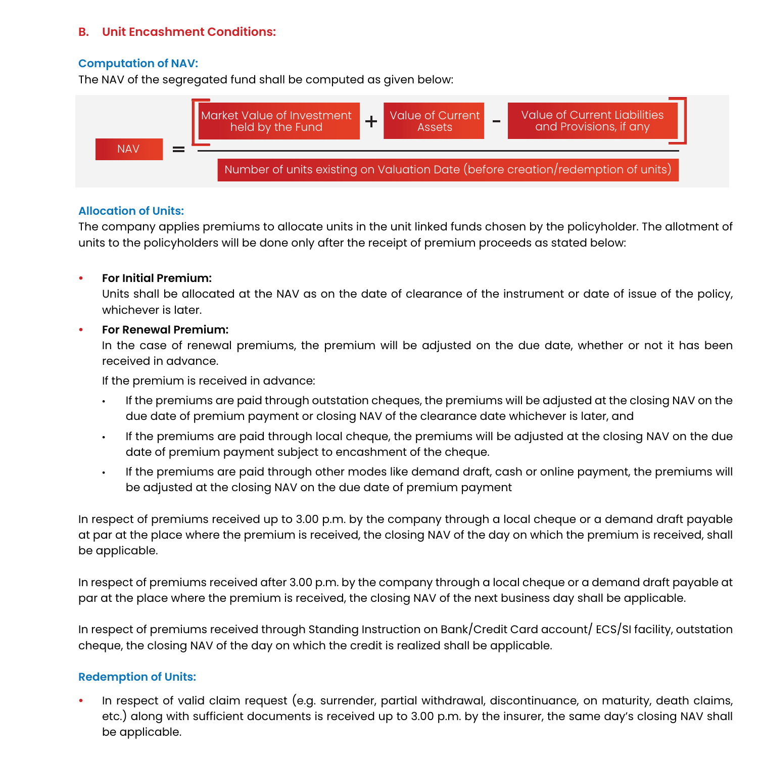## B. Unit Encashment Conditions:

### Computation of NAV:

The NAV of the segregated fund shall be computed as given below:

$$\text{NAV} = \frac{\left[\text{Market Value of Investment held by the Fund} + \text{Value of Current Assets} - \text{Value of Current Liabilities and Provisions, if any}\right]}{\text{Number of units existing on Valuation Date (before creation/redemption of units)}}$$

### Allocation of Units:

The company applies premiums to allocate units in the unit linked funds chosen by the policyholder. The allotment of units to the policyholders will be done only after the receipt of premium proceeds as stated below:

- **For Initial Premium:**
  Units shall be allocated at the NAV as on the date of clearance of the instrument or date of issue of the policy, whichever is later.
- **For Renewal Premium:**
  In the case of renewal premiums, the premium will be adjusted on the due date, whether or not it has been received in advance.

  If the premium is received in advance:
  - If the premiums are paid through outstation cheques, the premiums will be adjusted at the closing NAV on the due date of premium payment or closing NAV of the clearance date whichever is later, and
  - If the premiums are paid through local cheque, the premiums will be adjusted at the closing NAV on the due date of premium payment subject to encashment of the cheque.
  - If the premiums are paid through other modes like demand draft, cash or online payment, the premiums will be adjusted at the closing NAV on the due date of premium payment

In respect of premiums received up to 3.00 p.m. by the company through a local cheque or a demand draft payable at par at the place where the premium is received, the closing NAV of the day on which the premium is received, shall be applicable.

In respect of premiums received after 3.00 p.m. by the company through a local cheque or a demand draft payable at par at the place where the premium is received, the closing NAV of the next business day shall be applicable.

In respect of premiums received through Standing Instruction on Bank/Credit Card account/ ECS/SI facility, outstation cheque, the closing NAV of the day on which the credit is realized shall be applicable.

### Redemption of Units:

- In respect of valid claim request (e.g. surrender, partial withdrawal, discontinuance, on maturity, death claims, etc.) along with sufficient documents is received up to 3.00 p.m. by the insurer, the same day's closing NAV shall be applicable.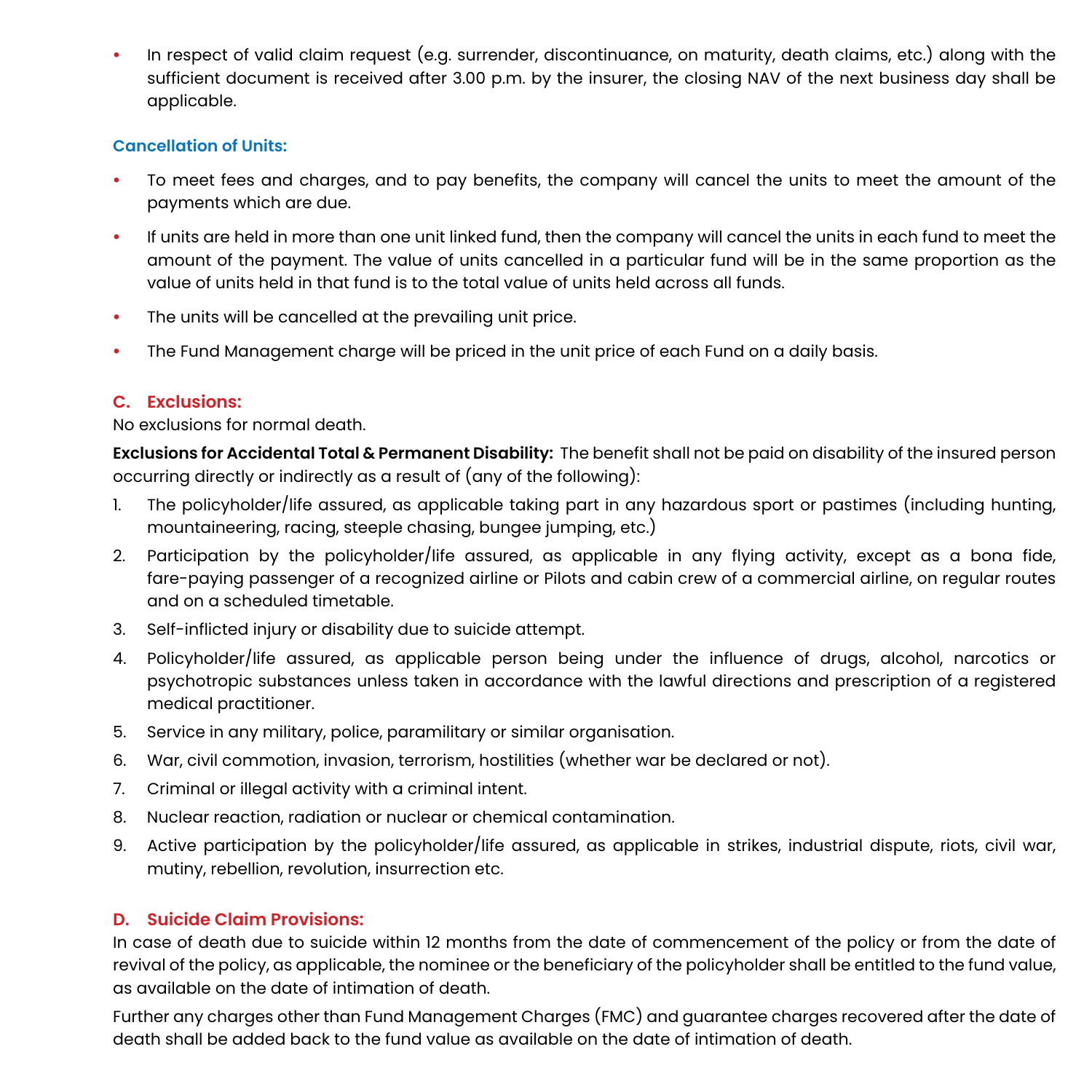- In respect of valid claim request (e.g. surrender, discontinuance, on maturity, death claims, etc.) along with the sufficient document is received after 3.00 p.m. by the insurer, the closing NAV of the next business day shall be applicable.

### Cancellation of Units:

- To meet fees and charges, and to pay benefits, the company will cancel the units to meet the amount of the payments which are due.
- If units are held in more than one unit linked fund, then the company will cancel the units in each fund to meet the amount of the payment. The value of units cancelled in a particular fund will be in the same proportion as the value of units held in that fund is to the total value of units held across all funds.
- The units will be cancelled at the prevailing unit price.
- The Fund Management charge will be priced in the unit price of each Fund on a daily basis.

## C. Exclusions:

No exclusions for normal death.

**Exclusions for Accidental Total & Permanent Disability:** The benefit shall not be paid on disability of the insured person occurring directly or indirectly as a result of (any of the following):

1. The policyholder/life assured, as applicable taking part in any hazardous sport or pastimes (including hunting, mountaineering, racing, steeple chasing, bungee jumping, etc.)
2. Participation by the policyholder/life assured, as applicable in any flying activity, except as a bona fide, fare-paying passenger of a recognized airline or Pilots and cabin crew of a commercial airline, on regular routes and on a scheduled timetable.
3. Self-inflicted injury or disability due to suicide attempt.
4. Policyholder/life assured, as applicable person being under the influence of drugs, alcohol, narcotics or psychotropic substances unless taken in accordance with the lawful directions and prescription of a registered medical practitioner.
5. Service in any military, police, paramilitary or similar organisation.
6. War, civil commotion, invasion, terrorism, hostilities (whether war be declared or not).
7. Criminal or illegal activity with a criminal intent.
8. Nuclear reaction, radiation or nuclear or chemical contamination.
9. Active participation by the policyholder/life assured, as applicable in strikes, industrial dispute, riots, civil war, mutiny, rebellion, revolution, insurrection etc.

## D. Suicide Claim Provisions:

In case of death due to suicide within 12 months from the date of commencement of the policy or from the date of revival of the policy, as applicable, the nominee or the beneficiary of the policyholder shall be entitled to the fund value, as available on the date of intimation of death.

Further any charges other than Fund Management Charges (FMC) and guarantee charges recovered after the date of death shall be added back to the fund value as available on the date of intimation of death.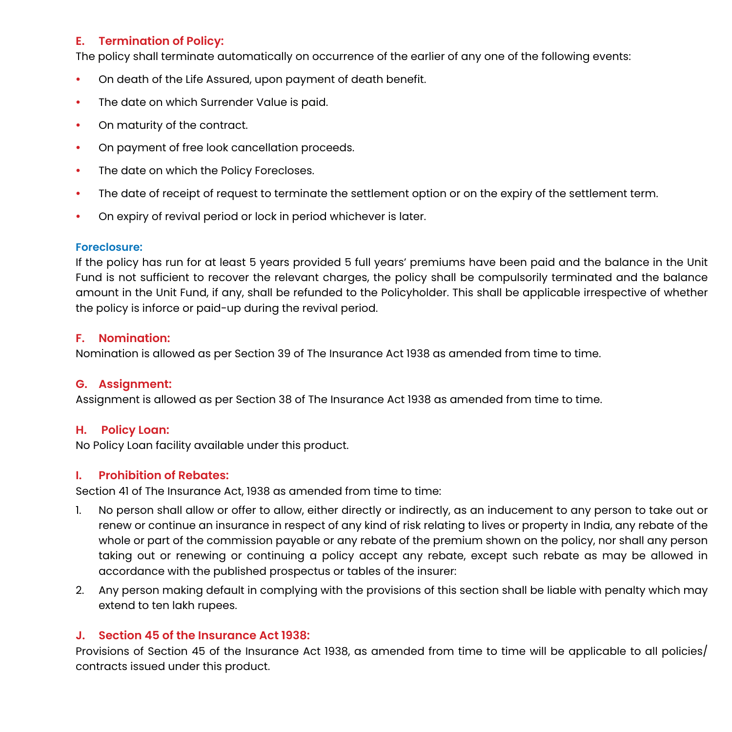### E. Termination of Policy:

The policy shall terminate automatically on occurrence of the earlier of any one of the following events:

- On death of the Life Assured, upon payment of death benefit.
- The date on which Surrender Value is paid.
- On maturity of the contract.
- On payment of free look cancellation proceeds.
- The date on which the Policy Forecloses.
- The date of receipt of request to terminate the settlement option or on the expiry of the settlement term.
- On expiry of revival period or lock in period whichever is later.

#### Foreclosure:

If the policy has run for at least 5 years provided 5 full years' premiums have been paid and the balance in the Unit Fund is not sufficient to recover the relevant charges, the policy shall be compulsorily terminated and the balance amount in the Unit Fund, if any, shall be refunded to the Policyholder. This shall be applicable irrespective of whether the policy is inforce or paid-up during the revival period.

### F. Nomination:

Nomination is allowed as per Section 39 of The Insurance Act 1938 as amended from time to time.

### G. Assignment:

Assignment is allowed as per Section 38 of The Insurance Act 1938 as amended from time to time.

### H. Policy Loan:

No Policy Loan facility available under this product.

### I. Prohibition of Rebates:

Section 41 of The Insurance Act, 1938 as amended from time to time:

1. No person shall allow or offer to allow, either directly or indirectly, as an inducement to any person to take out or renew or continue an insurance in respect of any kind of risk relating to lives or property in India, any rebate of the whole or part of the commission payable or any rebate of the premium shown on the policy, nor shall any person taking out or renewing or continuing a policy accept any rebate, except such rebate as may be allowed in accordance with the published prospectus or tables of the insurer:
2. Any person making default in complying with the provisions of this section shall be liable with penalty which may extend to ten lakh rupees.

### J. Section 45 of the Insurance Act 1938:

Provisions of Section 45 of the Insurance Act 1938, as amended from time to time will be applicable to all policies/ contracts issued under this product.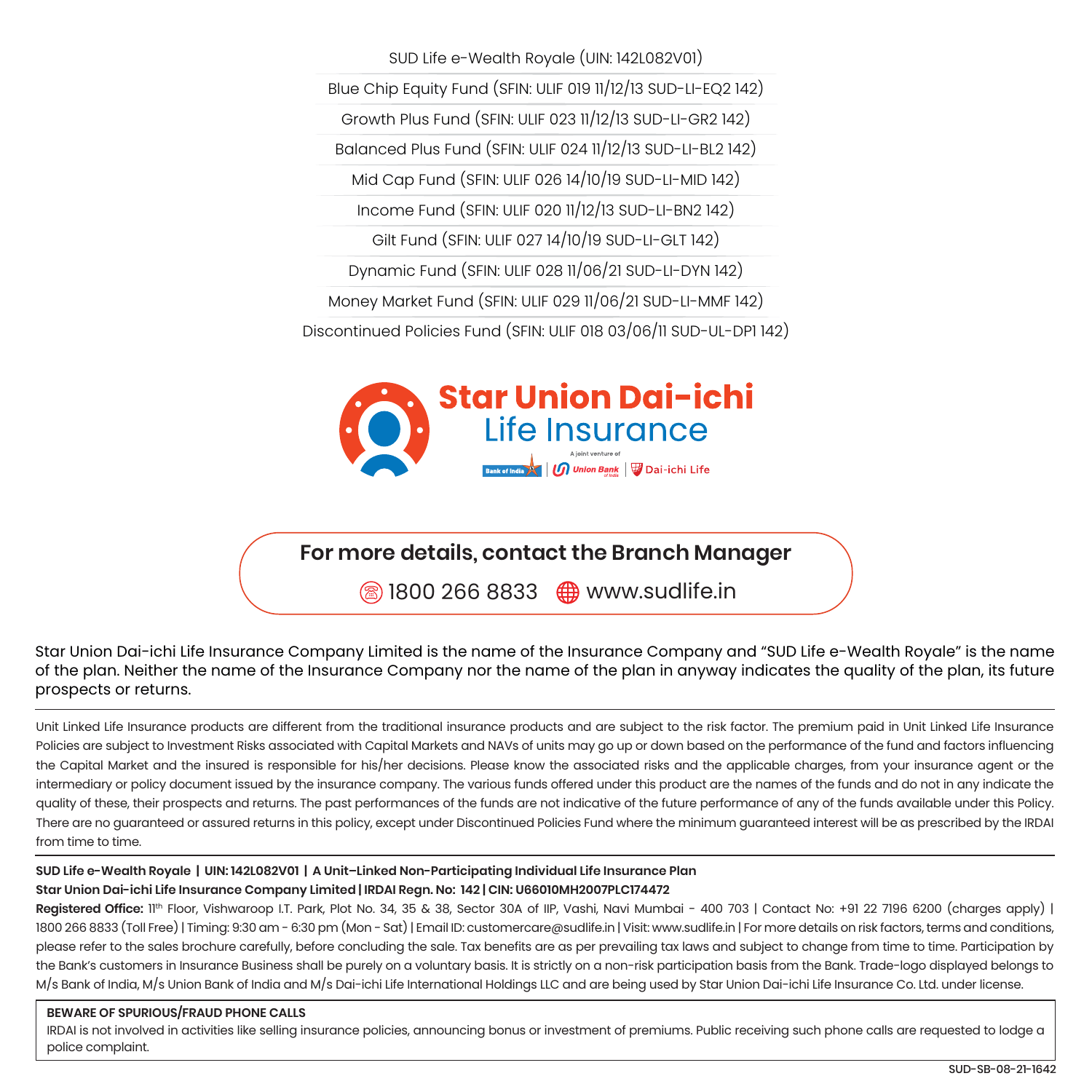SUD Life e-Wealth Royale (UIN: 142L082V01)

Blue Chip Equity Fund (SFIN: ULIF 019 11/12/13 SUD-LI-EQ2 142)

Growth Plus Fund (SFIN: ULIF 023 11/12/13 SUD-LI-GR2 142)

Balanced Plus Fund (SFIN: ULIF 024 11/12/13 SUD-LI-BL2 142)

Mid Cap Fund (SFIN: ULIF 026 14/10/19 SUD-LI-MID 142)

Income Fund (SFIN: ULIF 020 11/12/13 SUD-LI-BN2 142)

Gilt Fund (SFIN: ULIF 027 14/10/19 SUD-LI-GLT 142)

Dynamic Fund (SFIN: ULIF 028 11/06/21 SUD-LI-DYN 142)

Money Market Fund (SFIN: ULIF 029 11/06/21 SUD-LI-MMF 142)

Discontinued Policies Fund (SFIN: ULIF 018 03/06/11 SUD-UL-DP1 142)

**Star Union Dai-ichi**
Life Insurance

A joint venture of Bank of India | Union Bank of India | Dai-ichi Life

**For more details, contact the Branch Manager**

1800 266 8833 www.sudlife.in

Star Union Dai-ichi Life Insurance Company Limited is the name of the Insurance Company and "SUD Life e-Wealth Royale" is the name of the plan. Neither the name of the Insurance Company nor the name of the plan in anyway indicates the quality of the plan, its future prospects or returns.

Unit Linked Life Insurance products are different from the traditional insurance products and are subject to the risk factor. The premium paid in Unit Linked Life Insurance Policies are subject to Investment Risks associated with Capital Markets and NAVs of units may go up or down based on the performance of the fund and factors influencing the Capital Market and the insured is responsible for his/her decisions. Please know the associated risks and the applicable charges, from your insurance agent or the intermediary or policy document issued by the insurance company. The various funds offered under this product are the names of the funds and do not in any indicate the quality of these, their prospects and returns. The past performances of the funds are not indicative of the future performance of any of the funds available under this Policy. There are no guaranteed or assured returns in this policy, except under Discontinued Policies Fund where the minimum guaranteed interest will be as prescribed by the IRDAI from time to time.

**SUD Life e-Wealth Royale | UIN: 142L082V01 | A Unit-Linked Non-Participating Individual Life Insurance Plan**
**Star Union Dai-ichi Life Insurance Company Limited | IRDAI Regn. No: 142 | CIN: U66010MH2007PLC174472**

**Registered Office:** 11th Floor, Vishwaroop I.T. Park, Plot No. 34, 35 & 38, Sector 30A of IIP, Vashi, Navi Mumbai - 400 703 | Contact No: +91 22 7196 6200 (charges apply) | 1800 266 8833 (Toll Free) | Timing: 9:30 am - 6:30 pm (Mon - Sat) | Email ID: customercare@sudlife.in | Visit: www.sudlife.in | For more details on risk factors, terms and conditions, please refer to the sales brochure carefully, before concluding the sale. Tax benefits are as per prevailing tax laws and subject to change from time to time. Participation by the Bank's customers in Insurance Business shall be purely on a voluntary basis. It is strictly on a non-risk participation basis from the Bank. Trade-logo displayed belongs to M/s Bank of India, M/s Union Bank of India and M/s Dai-ichi Life International Holdings LLC and are being used by Star Union Dai-ichi Life Insurance Co. Ltd. under license.

**BEWARE OF SPURIOUS/FRAUD PHONE CALLS**
IRDAI is not involved in activities like selling insurance policies, announcing bonus or investment of premiums. Public receiving such phone calls are requested to lodge a police complaint.

SUD-SB-08-21-1642